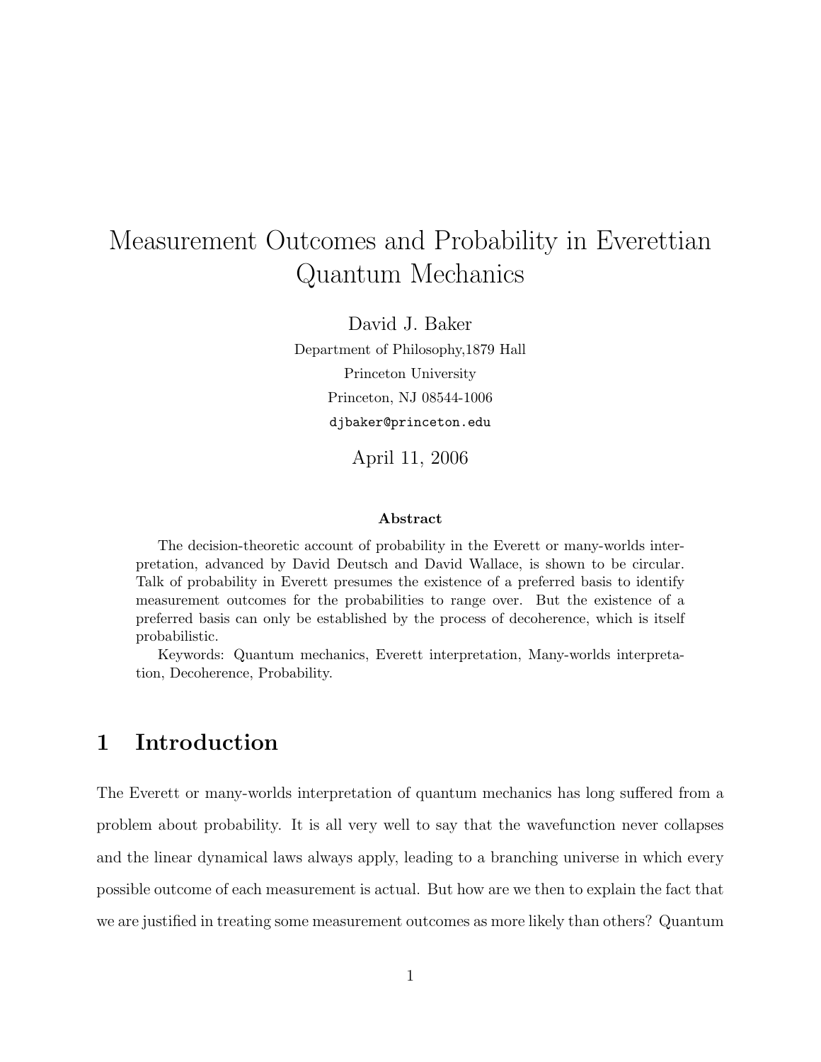# Measurement Outcomes and Probability in Everettian Quantum Mechanics

David J. Baker

Department of Philosophy,1879 Hall

Princeton University

Princeton, NJ 08544-1006

djbaker@princeton.edu

April 11, 2006

**Abstract**

The decision-theoretic account of probability in the Everett or many-worlds interpretation, advanced by David Deutsch and David Wallace, is shown to be circular. Talk of probability in Everett presumes the existence of a preferred basis to identify measurement outcomes for the probabilities to range over. But the existence of a preferred basis can only be established by the process of decoherence, which is itself probabilistic.

Keywords: Quantum mechanics, Everett interpretation, Many-worlds interpretation, Decoherence, Probability.

## 1 Introduction

The Everett or many-worlds interpretation of quantum mechanics has long suffered from a problem about probability. It is all very well to say that the wavefunction never collapses and the linear dynamical laws always apply, leading to a branching universe in which every possible outcome of each measurement is actual. But how are we then to explain the fact that we are justified in treating some measurement outcomes as more likely than others? Quantum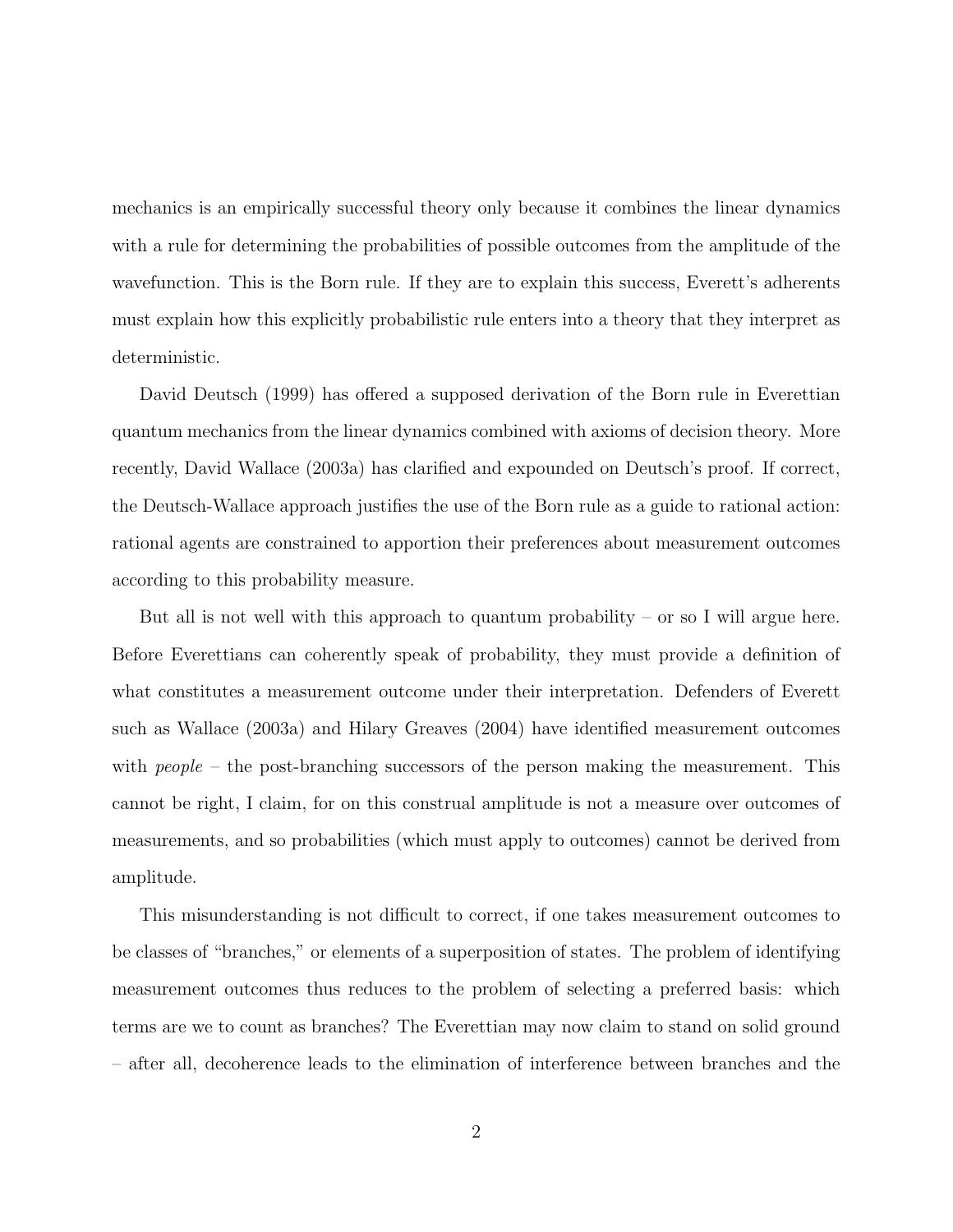mechanics is an empirically successful theory only because it combines the linear dynamics with a rule for determining the probabilities of possible outcomes from the amplitude of the wavefunction. This is the Born rule. If they are to explain this success, Everett's adherents must explain how this explicitly probabilistic rule enters into a theory that they interpret as deterministic.

David Deutsch (1999) has offered a supposed derivation of the Born rule in Everettian quantum mechanics from the linear dynamics combined with axioms of decision theory. More recently, David Wallace (2003a) has clarified and expounded on Deutsch's proof. If correct, the Deutsch-Wallace approach justifies the use of the Born rule as a guide to rational action: rational agents are constrained to apportion their preferences about measurement outcomes according to this probability measure.

But all is not well with this approach to quantum probability – or so I will argue here. Before Everettians can coherently speak of probability, they must provide a definition of what constitutes a measurement outcome under their interpretation. Defenders of Everett such as Wallace (2003a) and Hilary Greaves (2004) have identified measurement outcomes with *people* – the post-branching successors of the person making the measurement. This cannot be right, I claim, for on this construal amplitude is not a measure over outcomes of measurements, and so probabilities (which must apply to outcomes) cannot be derived from amplitude.

This misunderstanding is not difficult to correct, if one takes measurement outcomes to be classes of "branches," or elements of a superposition of states. The problem of identifying measurement outcomes thus reduces to the problem of selecting a preferred basis: which terms are we to count as branches? The Everettian may now claim to stand on solid ground – after all, decoherence leads to the elimination of interference between branches and the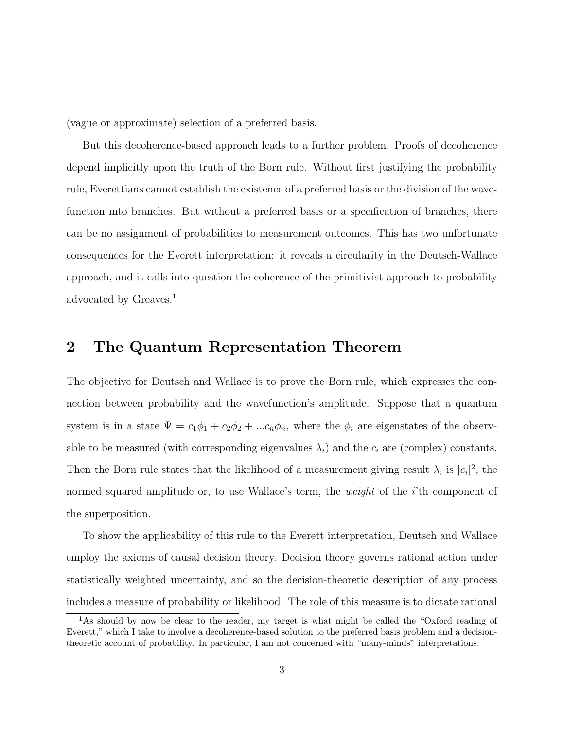(vague or approximate) selection of a preferred basis.

But this decoherence-based approach leads to a further problem. Proofs of decoherence depend implicitly upon the truth of the Born rule. Without first justifying the probability rule, Everettians cannot establish the existence of a preferred basis or the division of the wavefunction into branches. But without a preferred basis or a specification of branches, there can be no assignment of probabilities to measurement outcomes. This has two unfortunate consequences for the Everett interpretation: it reveals a circularity in the Deutsch-Wallace approach, and it calls into question the coherence of the primitivist approach to probability advocated by Greaves.[1]

## 2 The Quantum Representation Theorem

The objective for Deutsch and Wallace is to prove the Born rule, which expresses the connection between probability and the wavefunction's amplitude. Suppose that a quantum system is in a state $\Psi = c_1\phi_1 + c_2\phi_2 + ...c_n\phi_n$, where the $\phi_i$ are eigenstates of the observable to be measured (with corresponding eigenvalues $\lambda_i$) and the $c_i$ are (complex) constants. Then the Born rule states that the likelihood of a measurement giving result $\lambda_i$ is $|c_i|^2$, the normed squared amplitude or, to use Wallace's term, the *weight* of the $i$'th component of the superposition.

To show the applicability of this rule to the Everett interpretation, Deutsch and Wallace employ the axioms of causal decision theory. Decision theory governs rational action under statistically weighted uncertainty, and so the decision-theoretic description of any process includes a measure of probability or likelihood. The role of this measure is to dictate rational

[1] As should by now be clear to the reader, my target is what might be called the "Oxford reading of Everett," which I take to involve a decoherence-based solution to the preferred basis problem and a decision-theoretic account of probability. In particular, I am not concerned with "many-minds" interpretations.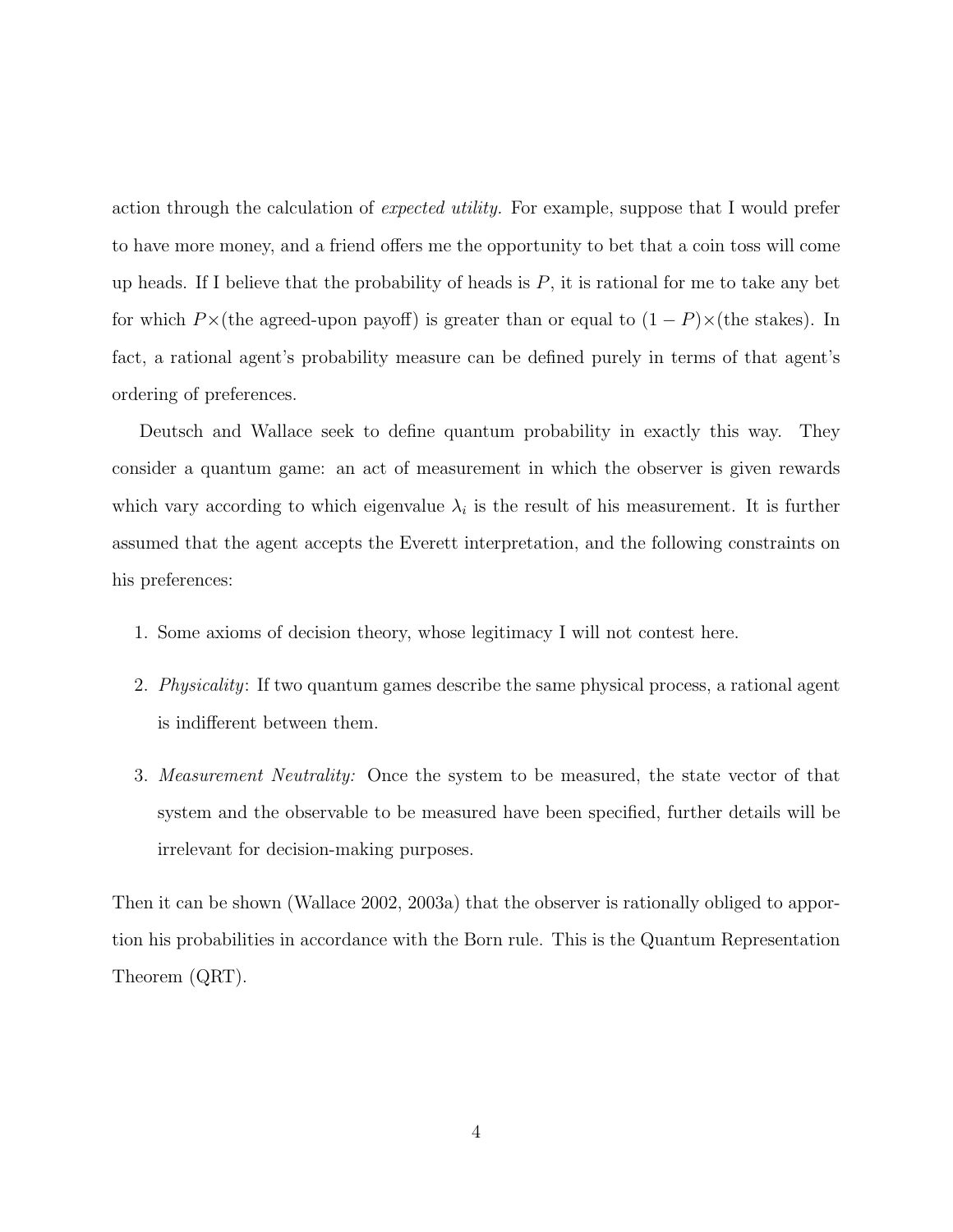action through the calculation of *expected utility.* For example, suppose that I would prefer to have more money, and a friend offers me the opportunity to bet that a coin toss will come up heads. If I believe that the probability of heads is $P$, it is rational for me to take any bet for which $P\times$(the agreed-upon payoff) is greater than or equal to $(1 - P)\times$(the stakes). In fact, a rational agent's probability measure can be defined purely in terms of that agent's ordering of preferences.

Deutsch and Wallace seek to define quantum probability in exactly this way. They consider a quantum game: an act of measurement in which the observer is given rewards which vary according to which eigenvalue $\lambda_i$ is the result of his measurement. It is further assumed that the agent accepts the Everett interpretation, and the following constraints on his preferences:

1. Some axioms of decision theory, whose legitimacy I will not contest here.
2. *Physicality*: If two quantum games describe the same physical process, a rational agent is indifferent between them.
3. *Measurement Neutrality:* Once the system to be measured, the state vector of that system and the observable to be measured have been specified, further details will be irrelevant for decision-making purposes.

Then it can be shown (Wallace 2002, 2003a) that the observer is rationally obliged to apportion his probabilities in accordance with the Born rule. This is the Quantum Representation Theorem (QRT).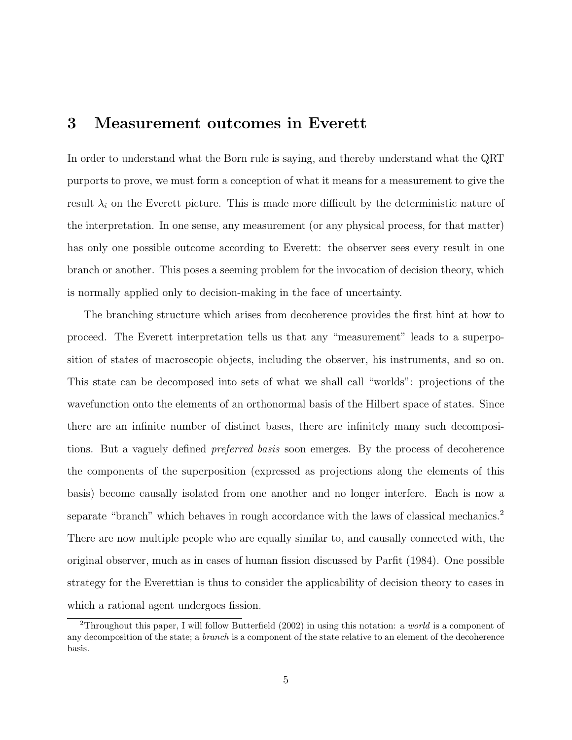## 3 Measurement outcomes in Everett

In order to understand what the Born rule is saying, and thereby understand what the QRT purports to prove, we must form a conception of what it means for a measurement to give the result $\lambda_i$ on the Everett picture. This is made more difficult by the deterministic nature of the interpretation. In one sense, any measurement (or any physical process, for that matter) has only one possible outcome according to Everett: the observer sees every result in one branch or another. This poses a seeming problem for the invocation of decision theory, which is normally applied only to decision-making in the face of uncertainty.

The branching structure which arises from decoherence provides the first hint at how to proceed. The Everett interpretation tells us that any "measurement" leads to a superposition of states of macroscopic objects, including the observer, his instruments, and so on. This state can be decomposed into sets of what we shall call "worlds": projections of the wavefunction onto the elements of an orthonormal basis of the Hilbert space of states. Since there are an infinite number of distinct bases, there are infinitely many such decompositions. But a vaguely defined *preferred basis* soon emerges. By the process of decoherence the components of the superposition (expressed as projections along the elements of this basis) become causally isolated from one another and no longer interfere. Each is now a separate "branch" which behaves in rough accordance with the laws of classical mechanics.[2] There are now multiple people who are equally similar to, and causally connected with, the original observer, much as in cases of human fission discussed by Parfit (1984). One possible strategy for the Everettian is thus to consider the applicability of decision theory to cases in which a rational agent undergoes fission.

[2] Throughout this paper, I will follow Butterfield (2002) in using this notation: a *world* is a component of any decomposition of the state; a *branch* is a component of the state relative to an element of the decoherence basis.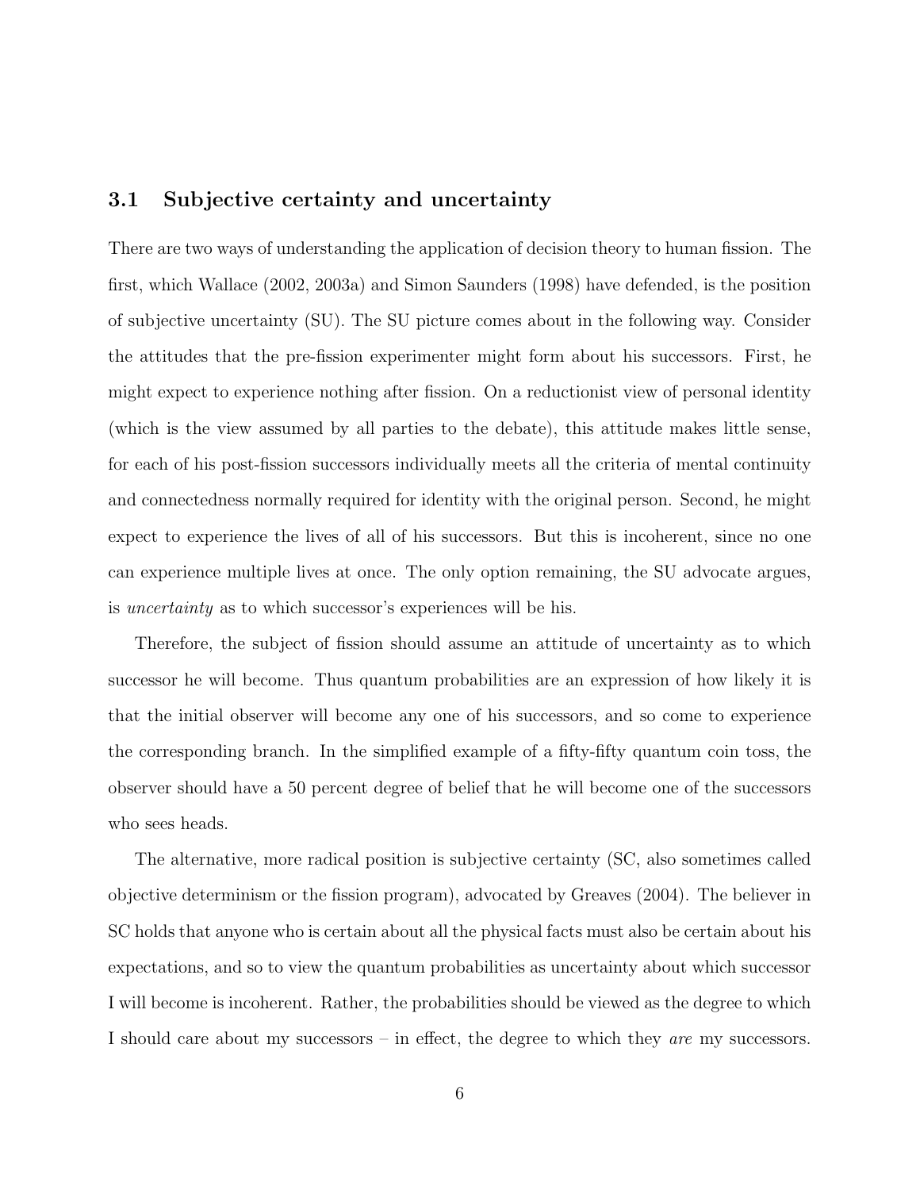### 3.1 Subjective certainty and uncertainty

There are two ways of understanding the application of decision theory to human fission. The first, which Wallace (2002, 2003a) and Simon Saunders (1998) have defended, is the position of subjective uncertainty (SU). The SU picture comes about in the following way. Consider the attitudes that the pre-fission experimenter might form about his successors. First, he might expect to experience nothing after fission. On a reductionist view of personal identity (which is the view assumed by all parties to the debate), this attitude makes little sense, for each of his post-fission successors individually meets all the criteria of mental continuity and connectedness normally required for identity with the original person. Second, he might expect to experience the lives of all of his successors. But this is incoherent, since no one can experience multiple lives at once. The only option remaining, the SU advocate argues, is *uncertainty* as to which successor's experiences will be his.

Therefore, the subject of fission should assume an attitude of uncertainty as to which successor he will become. Thus quantum probabilities are an expression of how likely it is that the initial observer will become any one of his successors, and so come to experience the corresponding branch. In the simplified example of a fifty-fifty quantum coin toss, the observer should have a 50 percent degree of belief that he will become one of the successors who sees heads.

The alternative, more radical position is subjective certainty (SC, also sometimes called objective determinism or the fission program), advocated by Greaves (2004). The believer in SC holds that anyone who is certain about all the physical facts must also be certain about his expectations, and so to view the quantum probabilities as uncertainty about which successor I will become is incoherent. Rather, the probabilities should be viewed as the degree to which I should care about my successors – in effect, the degree to which they *are* my successors.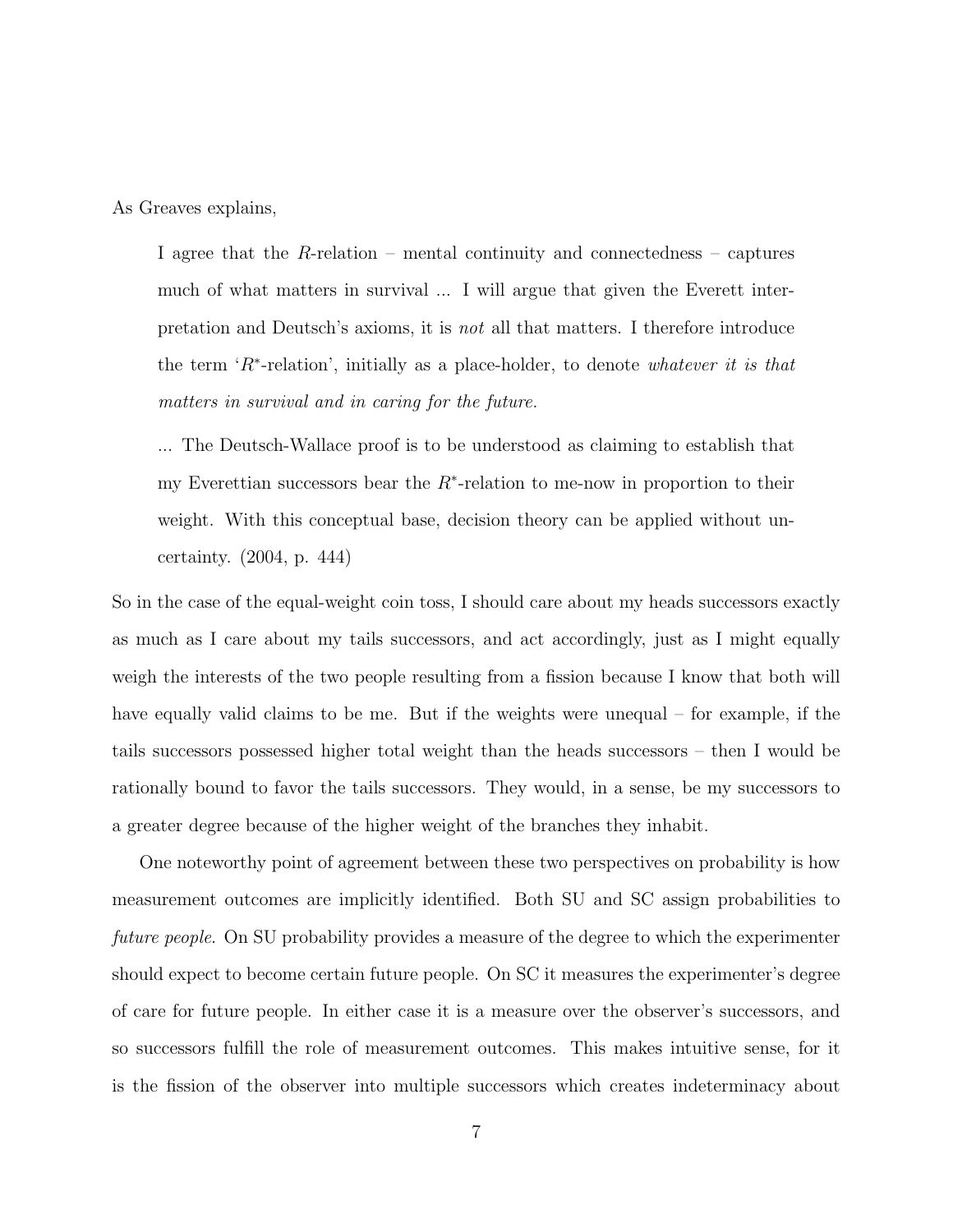As Greaves explains,

> I agree that the $R$-relation – mental continuity and connectedness – captures much of what matters in survival ... I will argue that given the Everett interpretation and Deutsch's axioms, it is *not* all that matters. I therefore introduce the term '$R^*$-relation', initially as a place-holder, to denote *whatever it is that matters in survival and in caring for the future.*
>
> ... The Deutsch-Wallace proof is to be understood as claiming to establish that my Everettian successors bear the $R^*$-relation to me-now in proportion to their weight. With this conceptual base, decision theory can be applied without uncertainty. (2004, p. 444)

So in the case of the equal-weight coin toss, I should care about my heads successors exactly as much as I care about my tails successors, and act accordingly, just as I might equally weigh the interests of the two people resulting from a fission because I know that both will have equally valid claims to be me. But if the weights were unequal – for example, if the tails successors possessed higher total weight than the heads successors – then I would be rationally bound to favor the tails successors. They would, in a sense, be my successors to a greater degree because of the higher weight of the branches they inhabit.

One noteworthy point of agreement between these two perspectives on probability is how measurement outcomes are implicitly identified. Both SU and SC assign probabilities to *future people*. On SU probability provides a measure of the degree to which the experimenter should expect to become certain future people. On SC it measures the experimenter's degree of care for future people. In either case it is a measure over the observer's successors, and so successors fulfill the role of measurement outcomes. This makes intuitive sense, for it is the fission of the observer into multiple successors which creates indeterminacy about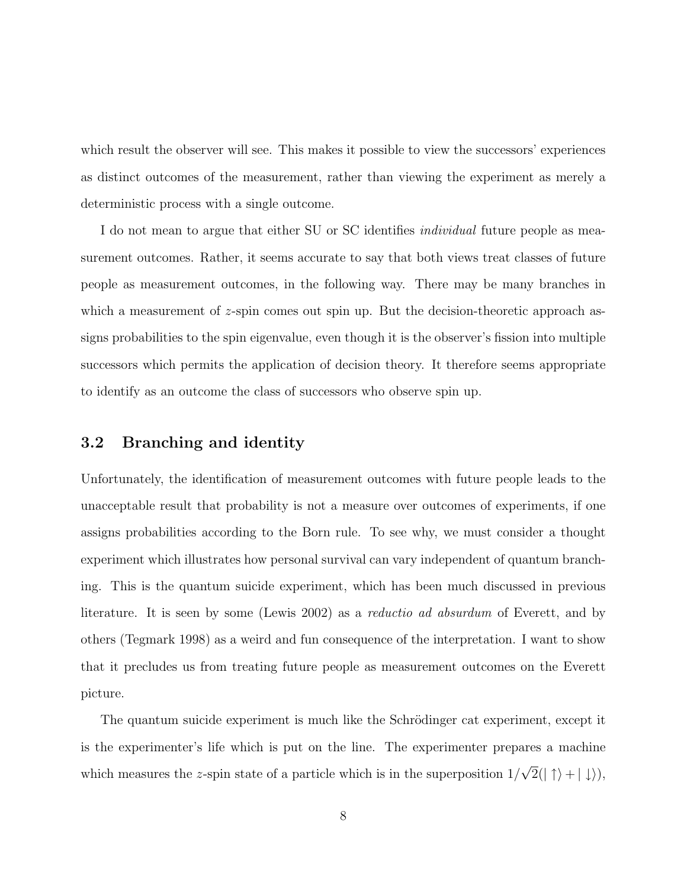which result the observer will see. This makes it possible to view the successors' experiences as distinct outcomes of the measurement, rather than viewing the experiment as merely a deterministic process with a single outcome.

I do not mean to argue that either SU or SC identifies *individual* future people as measurement outcomes. Rather, it seems accurate to say that both views treat classes of future people as measurement outcomes, in the following way. There may be many branches in which a measurement of $z$-spin comes out spin up. But the decision-theoretic approach assigns probabilities to the spin eigenvalue, even though it is the observer's fission into multiple successors which permits the application of decision theory. It therefore seems appropriate to identify as an outcome the class of successors who observe spin up.

### 3.2 Branching and identity

Unfortunately, the identification of measurement outcomes with future people leads to the unacceptable result that probability is not a measure over outcomes of experiments, if one assigns probabilities according to the Born rule. To see why, we must consider a thought experiment which illustrates how personal survival can vary independent of quantum branching. This is the quantum suicide experiment, which has been much discussed in previous literature. It is seen by some (Lewis 2002) as a *reductio ad absurdum* of Everett, and by others (Tegmark 1998) as a weird and fun consequence of the interpretation. I want to show that it precludes us from treating future people as measurement outcomes on the Everett picture.

The quantum suicide experiment is much like the Schrödinger cat experiment, except it is the experimenter's life which is put on the line. The experimenter prepares a machine which measures the $z$-spin state of a particle which is in the superposition $1/\sqrt{2}(|\uparrow\rangle + |\downarrow\rangle)$,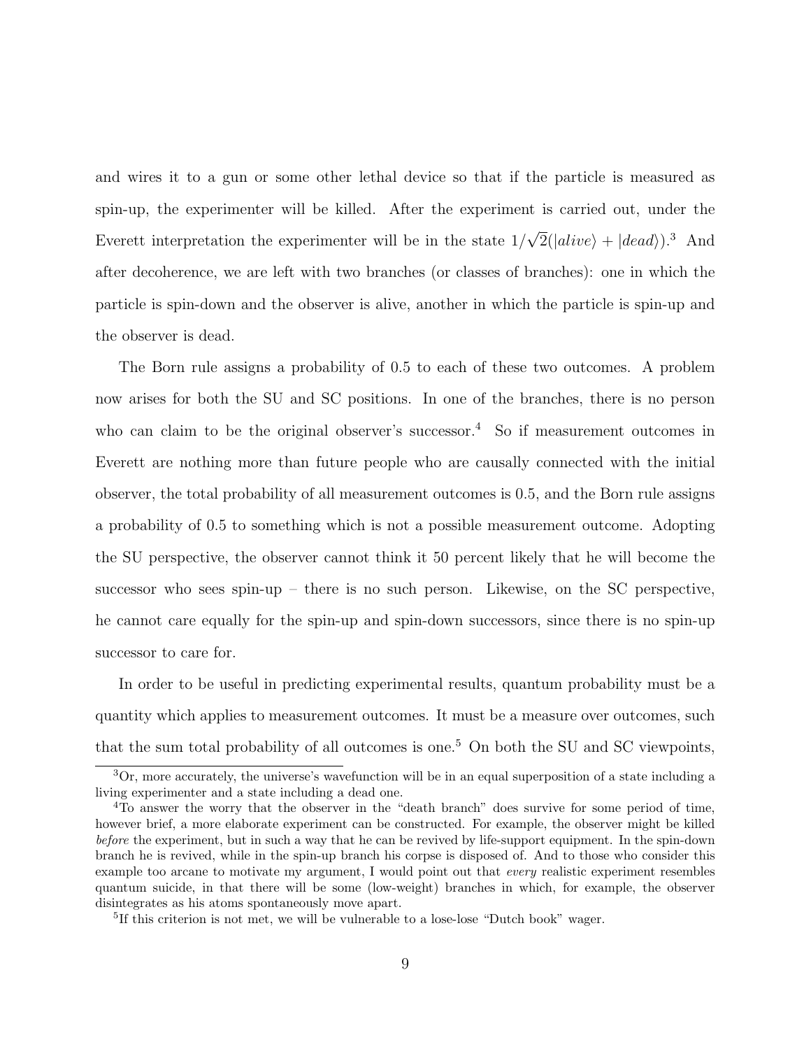and wires it to a gun or some other lethal device so that if the particle is measured as spin-up, the experimenter will be killed. After the experiment is carried out, under the Everett interpretation the experimenter will be in the state $1/\sqrt{2}(|alive\rangle + |dead\rangle)$.[3] And after decoherence, we are left with two branches (or classes of branches): one in which the particle is spin-down and the observer is alive, another in which the particle is spin-up and the observer is dead.

The Born rule assigns a probability of 0.5 to each of these two outcomes. A problem now arises for both the SU and SC positions. In one of the branches, there is no person who can claim to be the original observer's successor.[4] So if measurement outcomes in Everett are nothing more than future people who are causally connected with the initial observer, the total probability of all measurement outcomes is 0.5, and the Born rule assigns a probability of 0.5 to something which is not a possible measurement outcome. Adopting the SU perspective, the observer cannot think it 50 percent likely that he will become the successor who sees spin-up – there is no such person. Likewise, on the SC perspective, he cannot care equally for the spin-up and spin-down successors, since there is no spin-up successor to care for.

In order to be useful in predicting experimental results, quantum probability must be a quantity which applies to measurement outcomes. It must be a measure over outcomes, such that the sum total probability of all outcomes is one.[5] On both the SU and SC viewpoints,

---

[3] Or, more accurately, the universe's wavefunction will be in an equal superposition of a state including a living experimenter and a state including a dead one.

[4] To answer the worry that the observer in the "death branch" does survive for some period of time, however brief, a more elaborate experiment can be constructed. For example, the observer might be killed *before* the experiment, but in such a way that he can be revived by life-support equipment. In the spin-down branch he is revived, while in the spin-up branch his corpse is disposed of. And to those who consider this example too arcane to motivate my argument, I would point out that *every* realistic experiment resembles quantum suicide, in that there will be some (low-weight) branches in which, for example, the observer disintegrates as his atoms spontaneously move apart.

[5] If this criterion is not met, we will be vulnerable to a lose-lose "Dutch book" wager.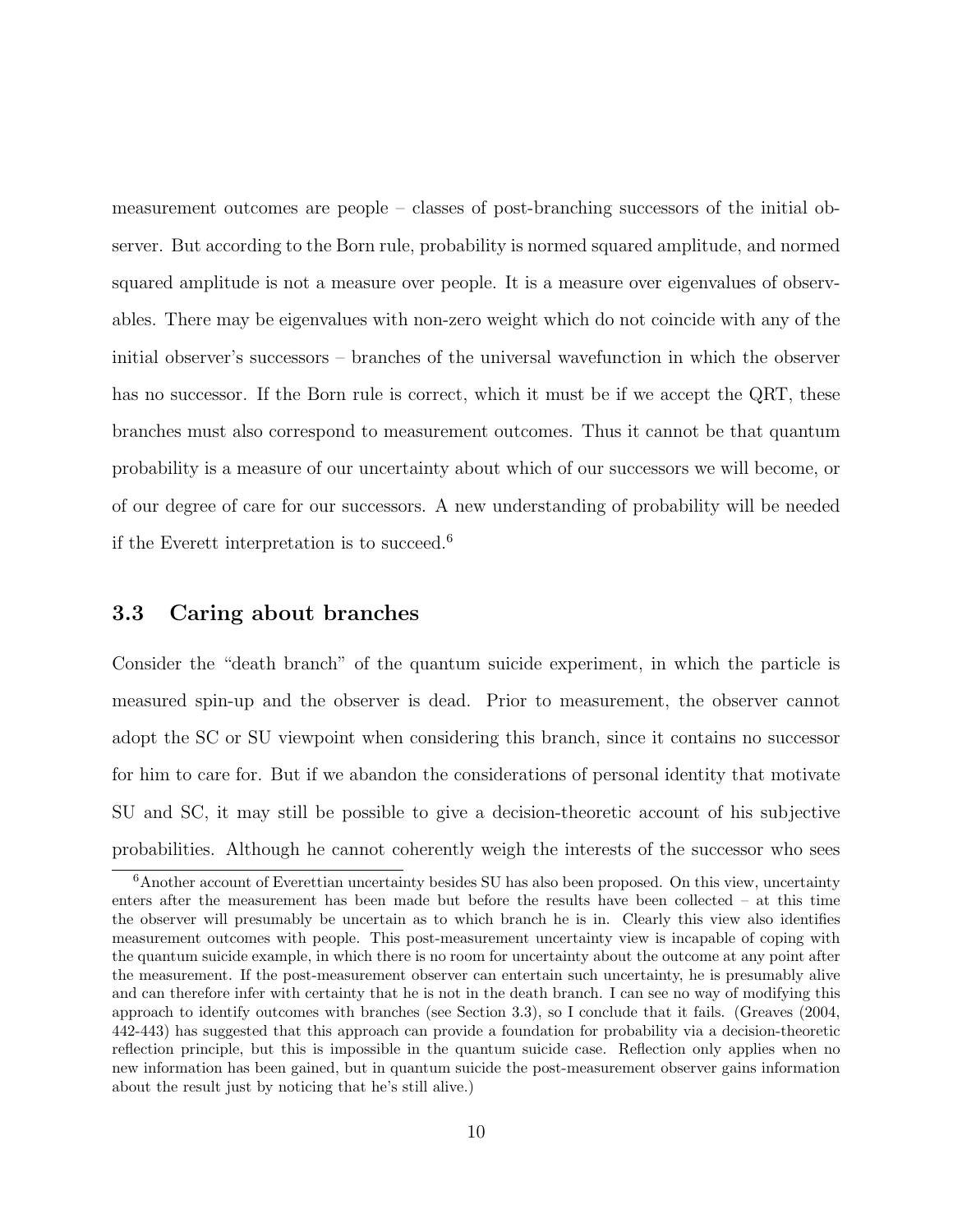measurement outcomes are people – classes of post-branching successors of the initial observer. But according to the Born rule, probability is normed squared amplitude, and normed squared amplitude is not a measure over people. It is a measure over eigenvalues of observables. There may be eigenvalues with non-zero weight which do not coincide with any of the initial observer's successors – branches of the universal wavefunction in which the observer has no successor. If the Born rule is correct, which it must be if we accept the QRT, these branches must also correspond to measurement outcomes. Thus it cannot be that quantum probability is a measure of our uncertainty about which of our successors we will become, or of our degree of care for our successors. A new understanding of probability will be needed if the Everett interpretation is to succeed.[6]

### 3.3 Caring about branches

Consider the "death branch" of the quantum suicide experiment, in which the particle is measured spin-up and the observer is dead. Prior to measurement, the observer cannot adopt the SC or SU viewpoint when considering this branch, since it contains no successor for him to care for. But if we abandon the considerations of personal identity that motivate SU and SC, it may still be possible to give a decision-theoretic account of his subjective probabilities. Although he cannot coherently weigh the interests of the successor who sees

[6] Another account of Everettian uncertainty besides SU has also been proposed. On this view, uncertainty enters after the measurement has been made but before the results have been collected – at this time the observer will presumably be uncertain as to which branch he is in. Clearly this view also identifies measurement outcomes with people. This post-measurement uncertainty view is incapable of coping with the quantum suicide example, in which there is no room for uncertainty about the outcome at any point after the measurement. If the post-measurement observer can entertain such uncertainty, he is presumably alive and can therefore infer with certainty that he is not in the death branch. I can see no way of modifying this approach to identify outcomes with branches (see Section 3.3), so I conclude that it fails. (Greaves (2004, 442-443) has suggested that this approach can provide a foundation for probability via a decision-theoretic reflection principle, but this is impossible in the quantum suicide case. Reflection only applies when no new information has been gained, but in quantum suicide the post-measurement observer gains information about the result just by noticing that he's still alive.)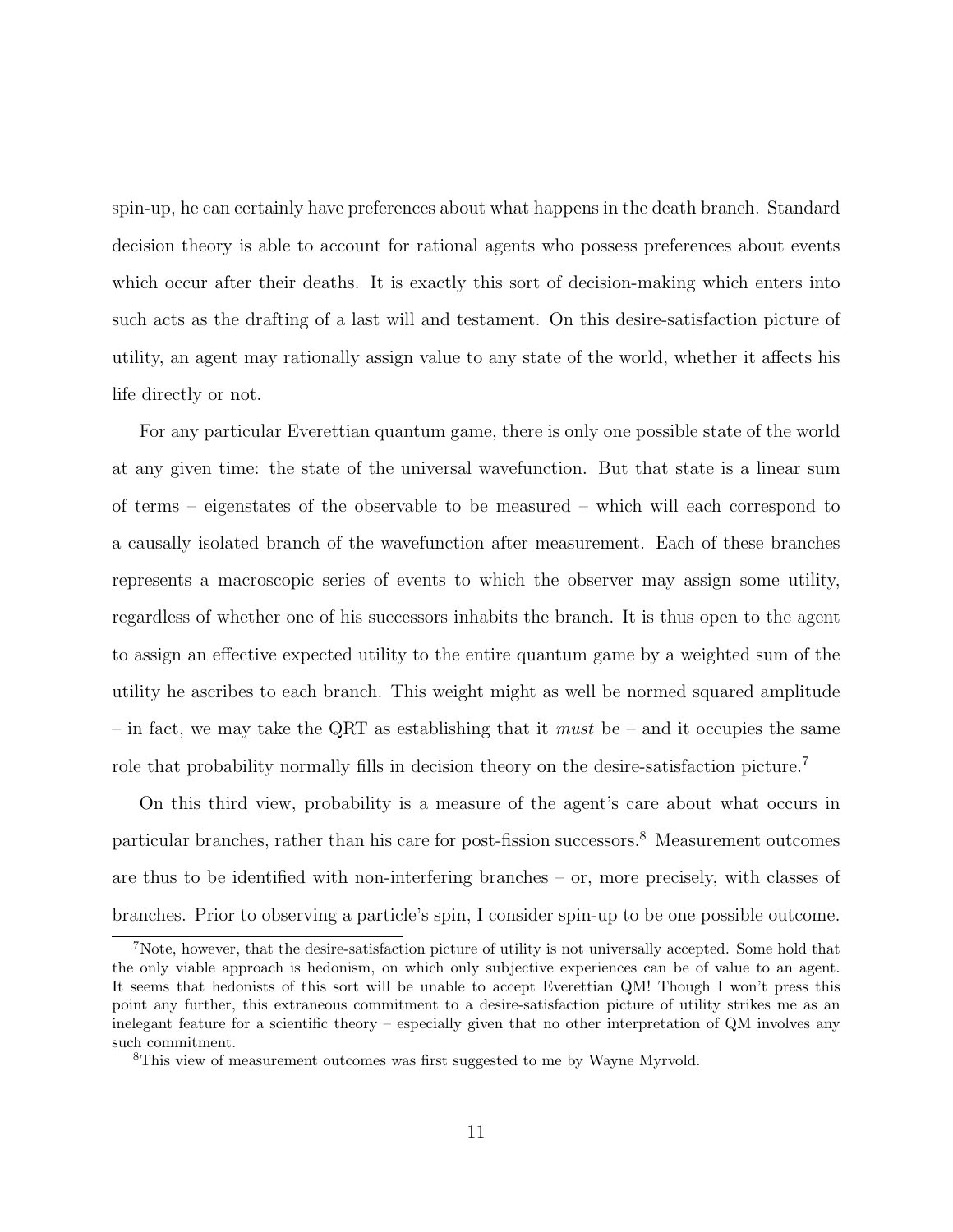spin-up, he can certainly have preferences about what happens in the death branch. Standard decision theory is able to account for rational agents who possess preferences about events which occur after their deaths. It is exactly this sort of decision-making which enters into such acts as the drafting of a last will and testament. On this desire-satisfaction picture of utility, an agent may rationally assign value to any state of the world, whether it affects his life directly or not.

For any particular Everettian quantum game, there is only one possible state of the world at any given time: the state of the universal wavefunction. But that state is a linear sum of terms – eigenstates of the observable to be measured – which will each correspond to a causally isolated branch of the wavefunction after measurement. Each of these branches represents a macroscopic series of events to which the observer may assign some utility, regardless of whether one of his successors inhabits the branch. It is thus open to the agent to assign an effective expected utility to the entire quantum game by a weighted sum of the utility he ascribes to each branch. This weight might as well be normed squared amplitude – in fact, we may take the QRT as establishing that it *must* be – and it occupies the same role that probability normally fills in decision theory on the desire-satisfaction picture.[7]

On this third view, probability is a measure of the agent's care about what occurs in particular branches, rather than his care for post-fission successors.[8] Measurement outcomes are thus to be identified with non-interfering branches – or, more precisely, with classes of branches. Prior to observing a particle's spin, I consider spin-up to be one possible outcome.

[7] Note, however, that the desire-satisfaction picture of utility is not universally accepted. Some hold that the only viable approach is hedonism, on which only subjective experiences can be of value to an agent. It seems that hedonists of this sort will be unable to accept Everettian QM! Though I won't press this point any further, this extraneous commitment to a desire-satisfaction picture of utility strikes me as an inelegant feature for a scientific theory – especially given that no other interpretation of QM involves any such commitment.

[8] This view of measurement outcomes was first suggested to me by Wayne Myrvold.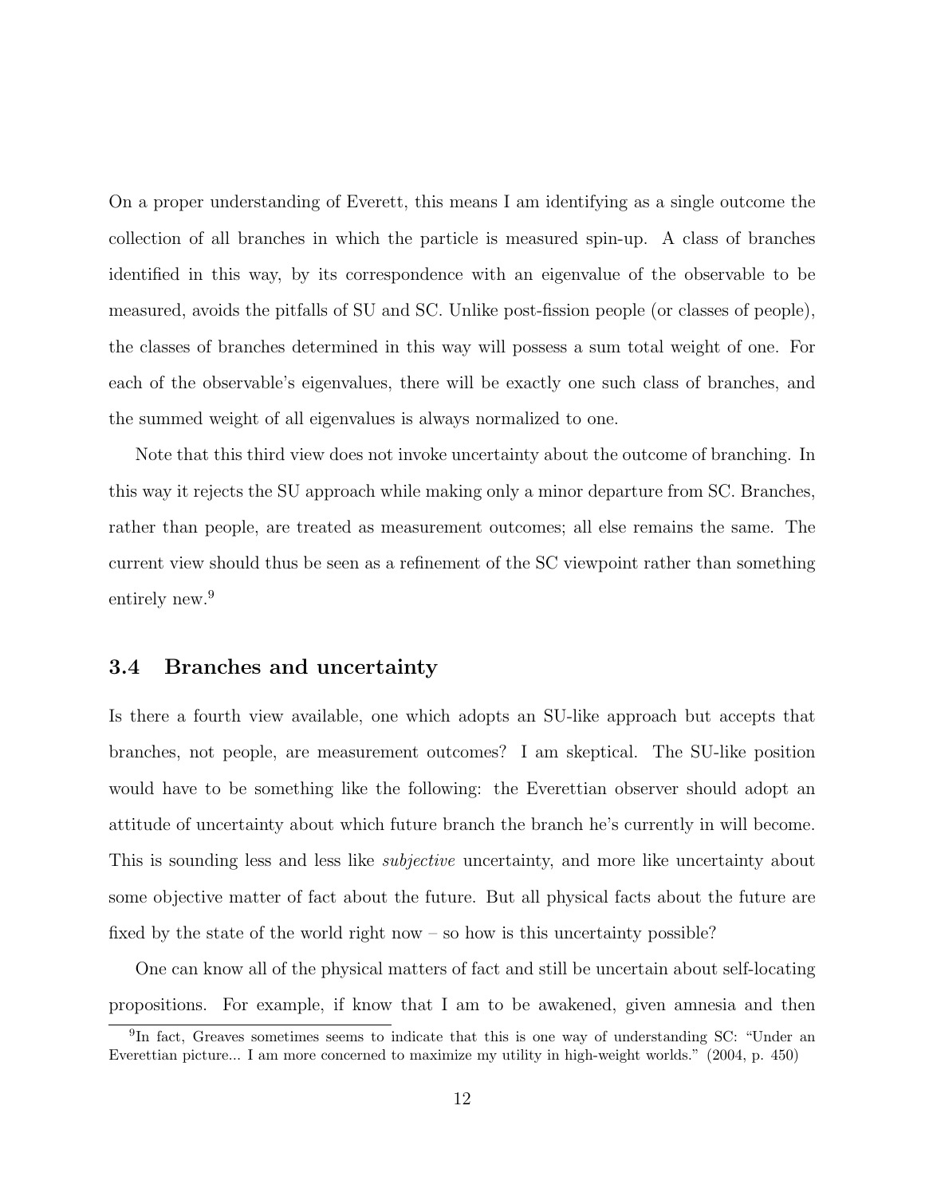On a proper understanding of Everett, this means I am identifying as a single outcome the collection of all branches in which the particle is measured spin-up. A class of branches identified in this way, by its correspondence with an eigenvalue of the observable to be measured, avoids the pitfalls of SU and SC. Unlike post-fission people (or classes of people), the classes of branches determined in this way will possess a sum total weight of one. For each of the observable's eigenvalues, there will be exactly one such class of branches, and the summed weight of all eigenvalues is always normalized to one.

Note that this third view does not invoke uncertainty about the outcome of branching. In this way it rejects the SU approach while making only a minor departure from SC. Branches, rather than people, are treated as measurement outcomes; all else remains the same. The current view should thus be seen as a refinement of the SC viewpoint rather than something entirely new.[9]

### 3.4 Branches and uncertainty

Is there a fourth view available, one which adopts an SU-like approach but accepts that branches, not people, are measurement outcomes? I am skeptical. The SU-like position would have to be something like the following: the Everettian observer should adopt an attitude of uncertainty about which future branch the branch he's currently in will become. This is sounding less and less like *subjective* uncertainty, and more like uncertainty about some objective matter of fact about the future. But all physical facts about the future are fixed by the state of the world right now – so how is this uncertainty possible?

One can know all of the physical matters of fact and still be uncertain about self-locating propositions. For example, if know that I am to be awakened, given amnesia and then

[9] In fact, Greaves sometimes seems to indicate that this is one way of understanding SC: "Under an Everettian picture... I am more concerned to maximize my utility in high-weight worlds." (2004, p. 450)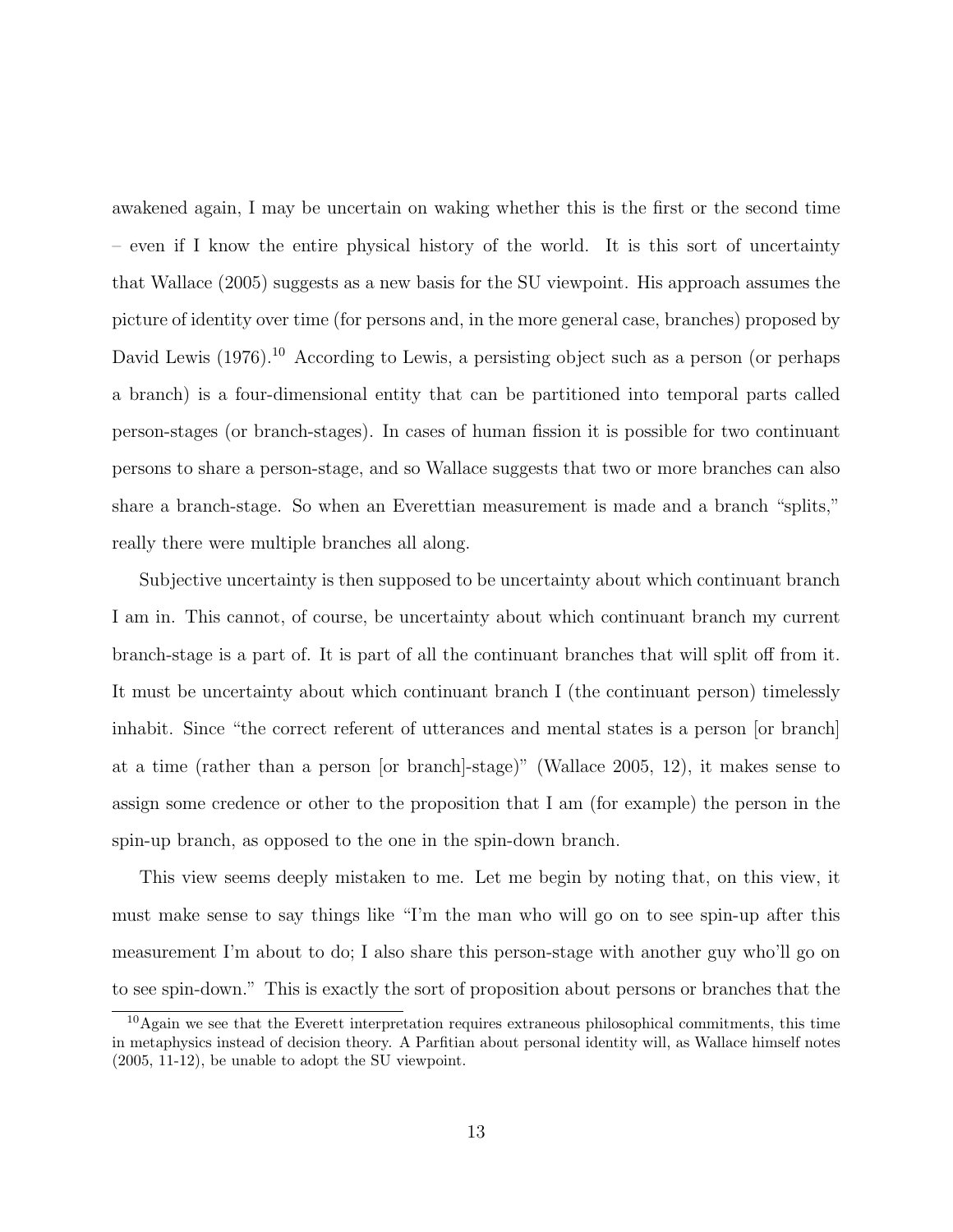awakened again, I may be uncertain on waking whether this is the first or the second time – even if I know the entire physical history of the world. It is this sort of uncertainty that Wallace (2005) suggests as a new basis for the SU viewpoint. His approach assumes the picture of identity over time (for persons and, in the more general case, branches) proposed by David Lewis (1976).[10] According to Lewis, a persisting object such as a person (or perhaps a branch) is a four-dimensional entity that can be partitioned into temporal parts called person-stages (or branch-stages). In cases of human fission it is possible for two continuant persons to share a person-stage, and so Wallace suggests that two or more branches can also share a branch-stage. So when an Everettian measurement is made and a branch "splits," really there were multiple branches all along.

Subjective uncertainty is then supposed to be uncertainty about which continuant branch I am in. This cannot, of course, be uncertainty about which continuant branch my current branch-stage is a part of. It is part of all the continuant branches that will split off from it. It must be uncertainty about which continuant branch I (the continuant person) timelessly inhabit. Since "the correct referent of utterances and mental states is a person [or branch] at a time (rather than a person [or branch]-stage)" (Wallace 2005, 12), it makes sense to assign some credence or other to the proposition that I am (for example) the person in the spin-up branch, as opposed to the one in the spin-down branch.

This view seems deeply mistaken to me. Let me begin by noting that, on this view, it must make sense to say things like "I'm the man who will go on to see spin-up after this measurement I'm about to do; I also share this person-stage with another guy who'll go on to see spin-down." This is exactly the sort of proposition about persons or branches that the

[10] Again we see that the Everett interpretation requires extraneous philosophical commitments, this time in metaphysics instead of decision theory. A Parfitian about personal identity will, as Wallace himself notes (2005, 11-12), be unable to adopt the SU viewpoint.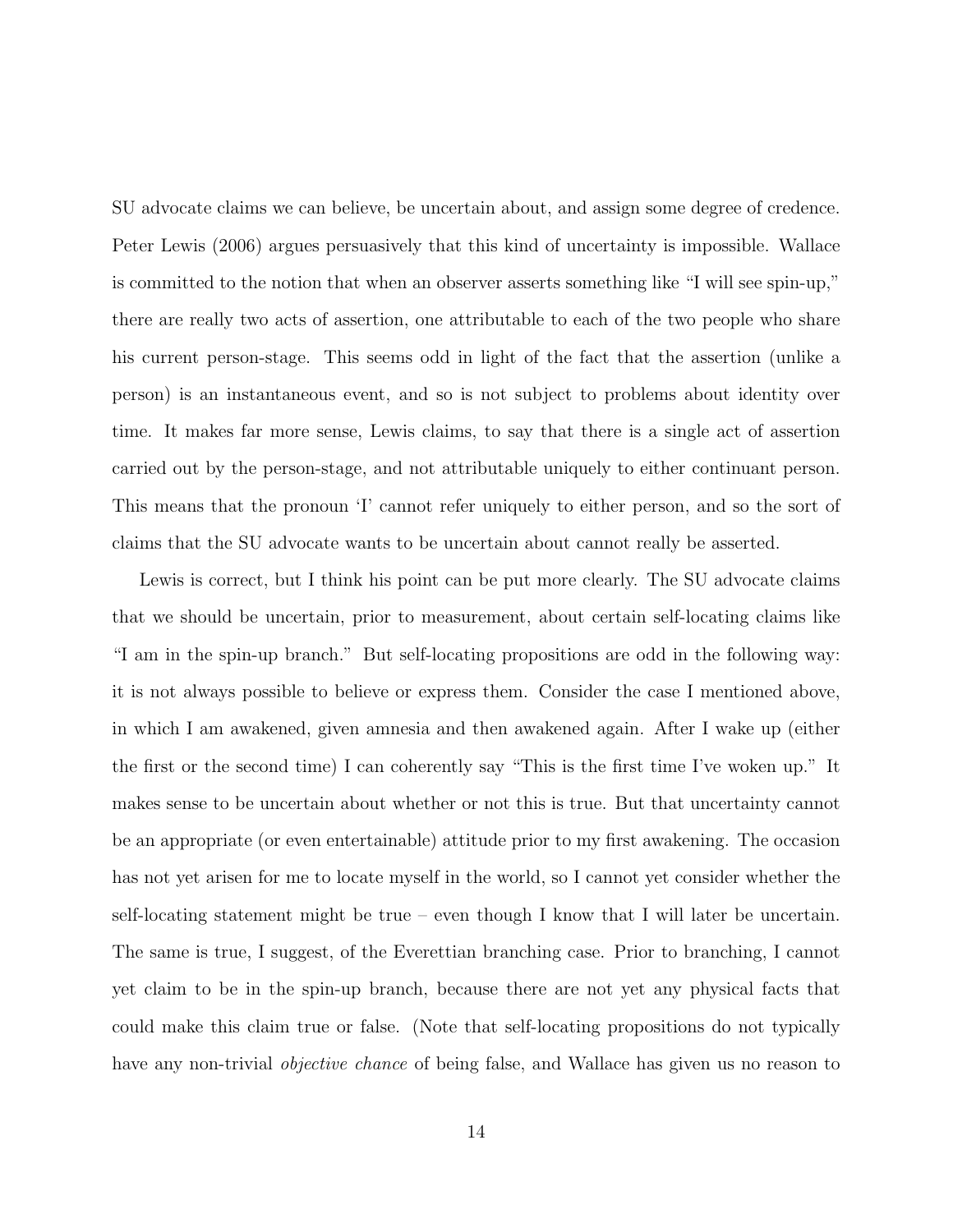SU advocate claims we can believe, be uncertain about, and assign some degree of credence. Peter Lewis (2006) argues persuasively that this kind of uncertainty is impossible. Wallace is committed to the notion that when an observer asserts something like "I will see spin-up," there are really two acts of assertion, one attributable to each of the two people who share his current person-stage. This seems odd in light of the fact that the assertion (unlike a person) is an instantaneous event, and so is not subject to problems about identity over time. It makes far more sense, Lewis claims, to say that there is a single act of assertion carried out by the person-stage, and not attributable uniquely to either continuant person. This means that the pronoun 'I' cannot refer uniquely to either person, and so the sort of claims that the SU advocate wants to be uncertain about cannot really be asserted.

Lewis is correct, but I think his point can be put more clearly. The SU advocate claims that we should be uncertain, prior to measurement, about certain self-locating claims like "I am in the spin-up branch." But self-locating propositions are odd in the following way: it is not always possible to believe or express them. Consider the case I mentioned above, in which I am awakened, given amnesia and then awakened again. After I wake up (either the first or the second time) I can coherently say "This is the first time I've woken up." It makes sense to be uncertain about whether or not this is true. But that uncertainty cannot be an appropriate (or even entertainable) attitude prior to my first awakening. The occasion has not yet arisen for me to locate myself in the world, so I cannot yet consider whether the self-locating statement might be true – even though I know that I will later be uncertain. The same is true, I suggest, of the Everettian branching case. Prior to branching, I cannot yet claim to be in the spin-up branch, because there are not yet any physical facts that could make this claim true or false. (Note that self-locating propositions do not typically have any non-trivial *objective chance* of being false, and Wallace has given us no reason to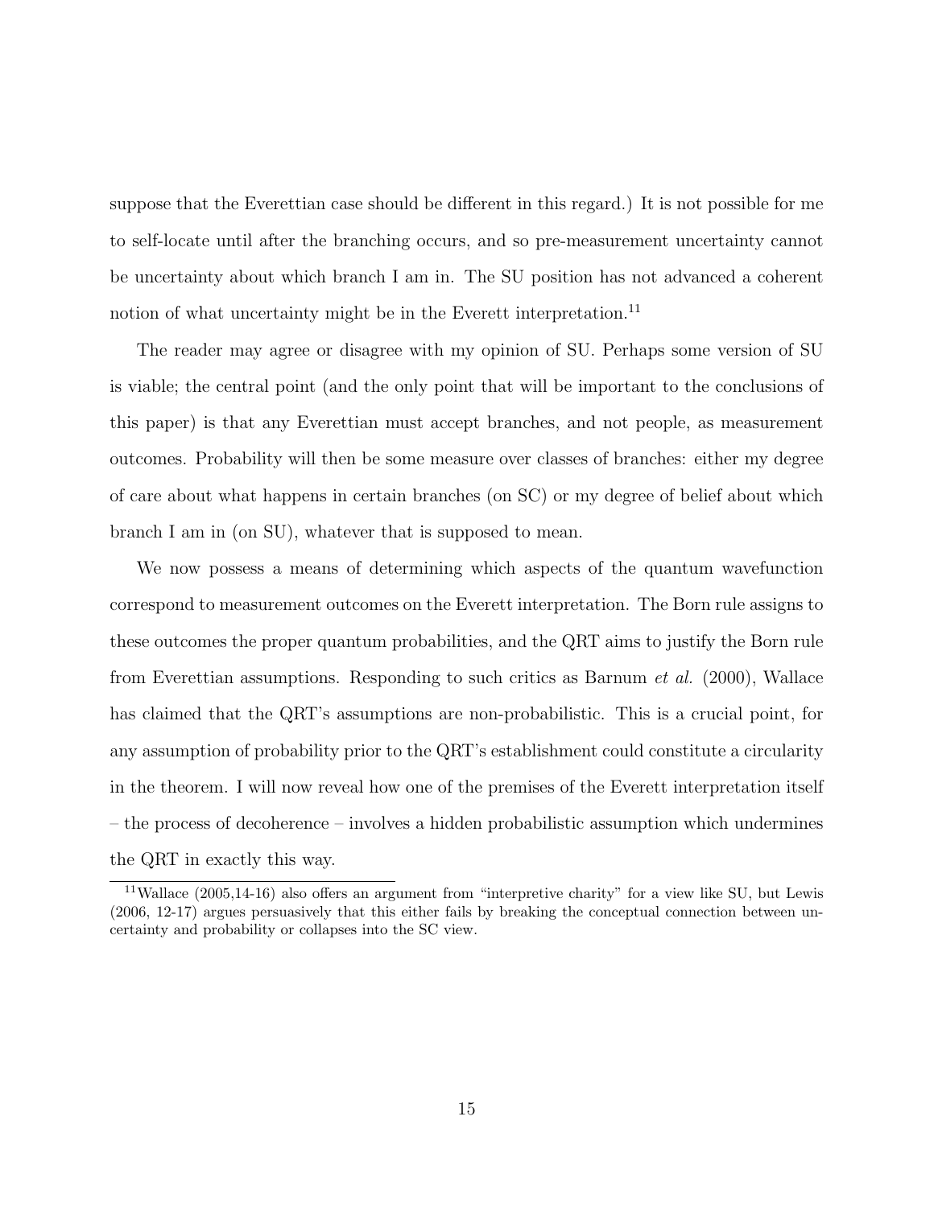suppose that the Everettian case should be different in this regard.) It is not possible for me to self-locate until after the branching occurs, and so pre-measurement uncertainty cannot be uncertainty about which branch I am in. The SU position has not advanced a coherent notion of what uncertainty might be in the Everett interpretation.[11]

The reader may agree or disagree with my opinion of SU. Perhaps some version of SU is viable; the central point (and the only point that will be important to the conclusions of this paper) is that any Everettian must accept branches, and not people, as measurement outcomes. Probability will then be some measure over classes of branches: either my degree of care about what happens in certain branches (on SC) or my degree of belief about which branch I am in (on SU), whatever that is supposed to mean.

We now possess a means of determining which aspects of the quantum wavefunction correspond to measurement outcomes on the Everett interpretation. The Born rule assigns to these outcomes the proper quantum probabilities, and the QRT aims to justify the Born rule from Everettian assumptions. Responding to such critics as Barnum *et al.* (2000), Wallace has claimed that the QRT's assumptions are non-probabilistic. This is a crucial point, for any assumption of probability prior to the QRT's establishment could constitute a circularity in the theorem. I will now reveal how one of the premises of the Everett interpretation itself – the process of decoherence – involves a hidden probabilistic assumption which undermines the QRT in exactly this way.

[11] Wallace (2005,14-16) also offers an argument from "interpretive charity" for a view like SU, but Lewis (2006, 12-17) argues persuasively that this either fails by breaking the conceptual connection between uncertainty and probability or collapses into the SC view.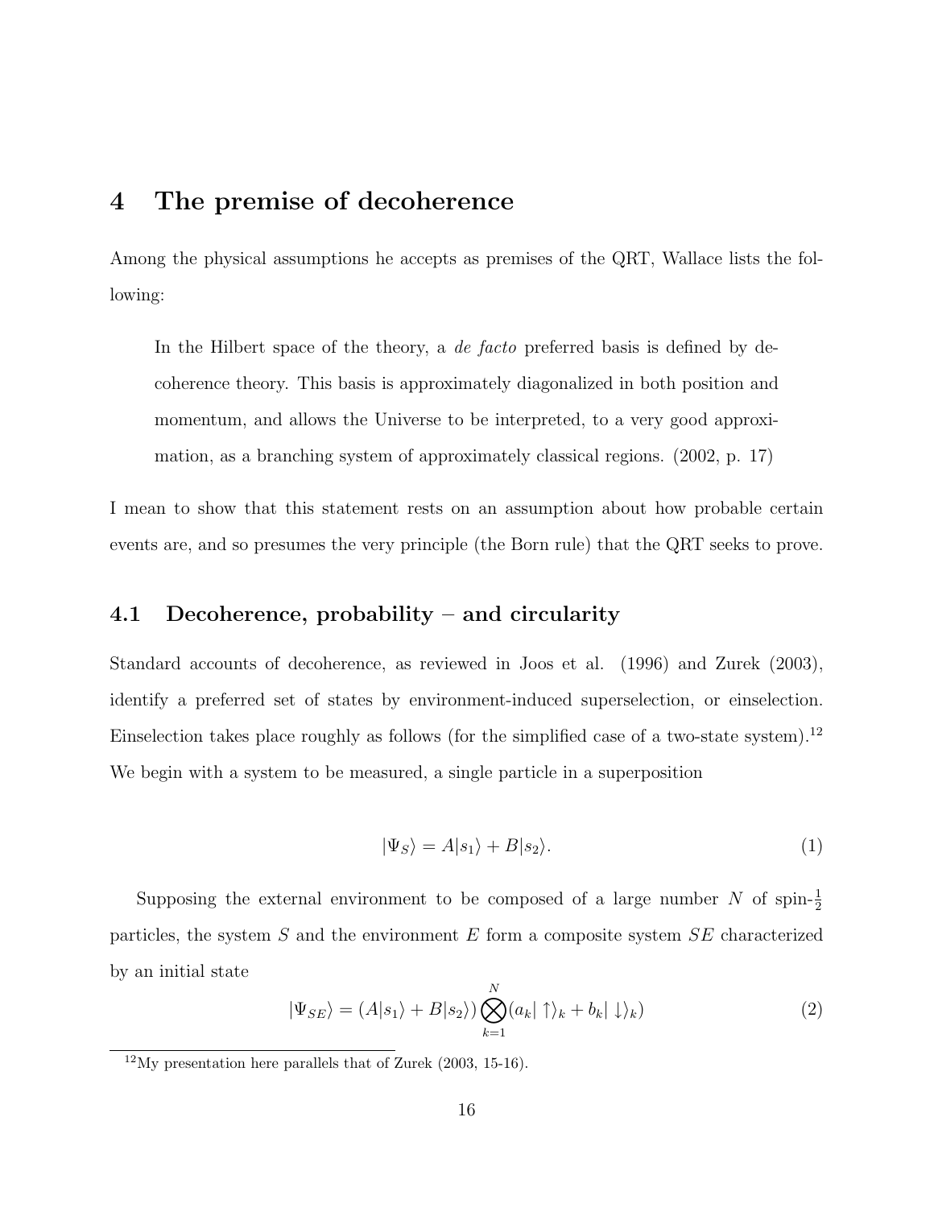# 4 The premise of decoherence

Among the physical assumptions he accepts as premises of the QRT, Wallace lists the following:

> In the Hilbert space of the theory, a *de facto* preferred basis is defined by decoherence theory. This basis is approximately diagonalized in both position and momentum, and allows the Universe to be interpreted, to a very good approximation, as a branching system of approximately classical regions. (2002, p. 17)

I mean to show that this statement rests on an assumption about how probable certain events are, and so presumes the very principle (the Born rule) that the QRT seeks to prove.

## 4.1 Decoherence, probability – and circularity

Standard accounts of decoherence, as reviewed in Joos et al. (1996) and Zurek (2003), identify a preferred set of states by environment-induced superselection, or einselection. Einselection takes place roughly as follows (for the simplified case of a two-state system).[12] We begin with a system to be measured, a single particle in a superposition

$$|\Psi_S\rangle = A|s_1\rangle + B|s_2\rangle. \tag{1}$$

Supposing the external environment to be composed of a large number $N$ of spin-$\frac{1}{2}$ particles, the system $S$ and the environment $E$ form a composite system $SE$ characterized by an initial state

$$|\Psi_{SE}\rangle = (A|s_1\rangle + B|s_2\rangle)\bigotimes_{k=1}^{N}(a_k|\uparrow\rangle_k + b_k|\downarrow\rangle_k) \tag{2}$$

[12] My presentation here parallels that of Zurek (2003, 15-16).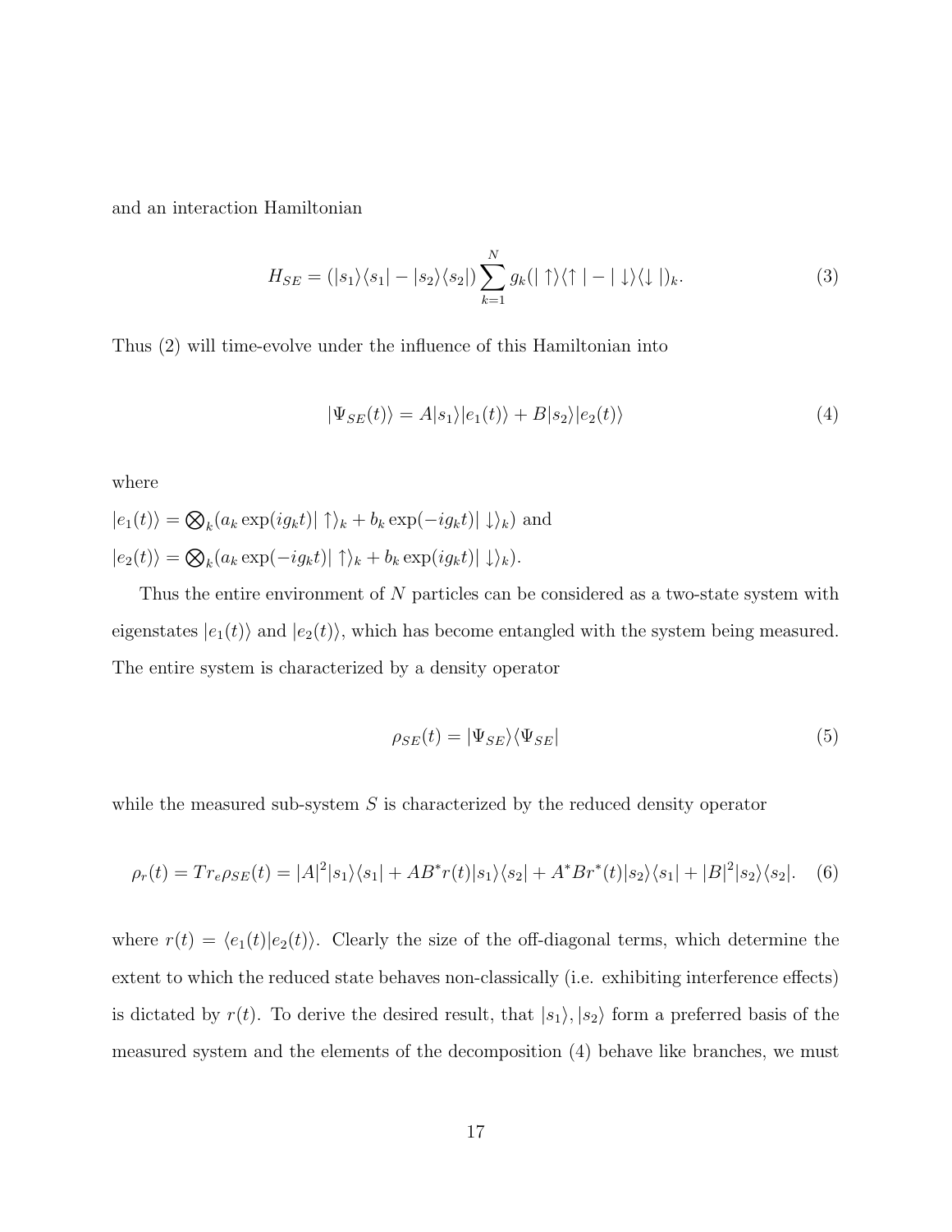and an interaction Hamiltonian

$$H_{SE} = (|s_1\rangle\langle s_1| - |s_2\rangle\langle s_2|) \sum_{k=1}^{N} g_k(|\uparrow\rangle\langle\uparrow| - |\downarrow\rangle\langle\downarrow|)_k. \tag{3}$$

Thus (2) will time-evolve under the influence of this Hamiltonian into

$$|\Psi_{SE}(t)\rangle = A|s_1\rangle|e_1(t)\rangle + B|s_2\rangle|e_2(t)\rangle \tag{4}$$

where

$|e_1(t)\rangle = \bigotimes_k (a_k \exp(ig_k t)|\uparrow\rangle_k + b_k \exp(-ig_k t)|\downarrow\rangle_k)$ and
$|e_2(t)\rangle = \bigotimes_k (a_k \exp(-ig_k t)|\uparrow\rangle_k + b_k \exp(ig_k t)|\downarrow\rangle_k)$.

Thus the entire environment of $N$ particles can be considered as a two-state system with eigenstates $|e_1(t)\rangle$ and $|e_2(t)\rangle$, which has become entangled with the system being measured. The entire system is characterized by a density operator

$$\rho_{SE}(t) = |\Psi_{SE}\rangle\langle\Psi_{SE}| \tag{5}$$

while the measured sub-system $S$ is characterized by the reduced density operator

$$\rho_r(t) = Tr_e \rho_{SE}(t) = |A|^2|s_1\rangle\langle s_1| + AB^* r(t)|s_1\rangle\langle s_2| + A^* B r^*(t)|s_2\rangle\langle s_1| + |B|^2|s_2\rangle\langle s_2|. \tag{6}$$

where $r(t) = \langle e_1(t)|e_2(t)\rangle$. Clearly the size of the off-diagonal terms, which determine the extent to which the reduced state behaves non-classically (i.e. exhibiting interference effects) is dictated by $r(t)$. To derive the desired result, that $|s_1\rangle, |s_2\rangle$ form a preferred basis of the measured system and the elements of the decomposition (4) behave like branches, we must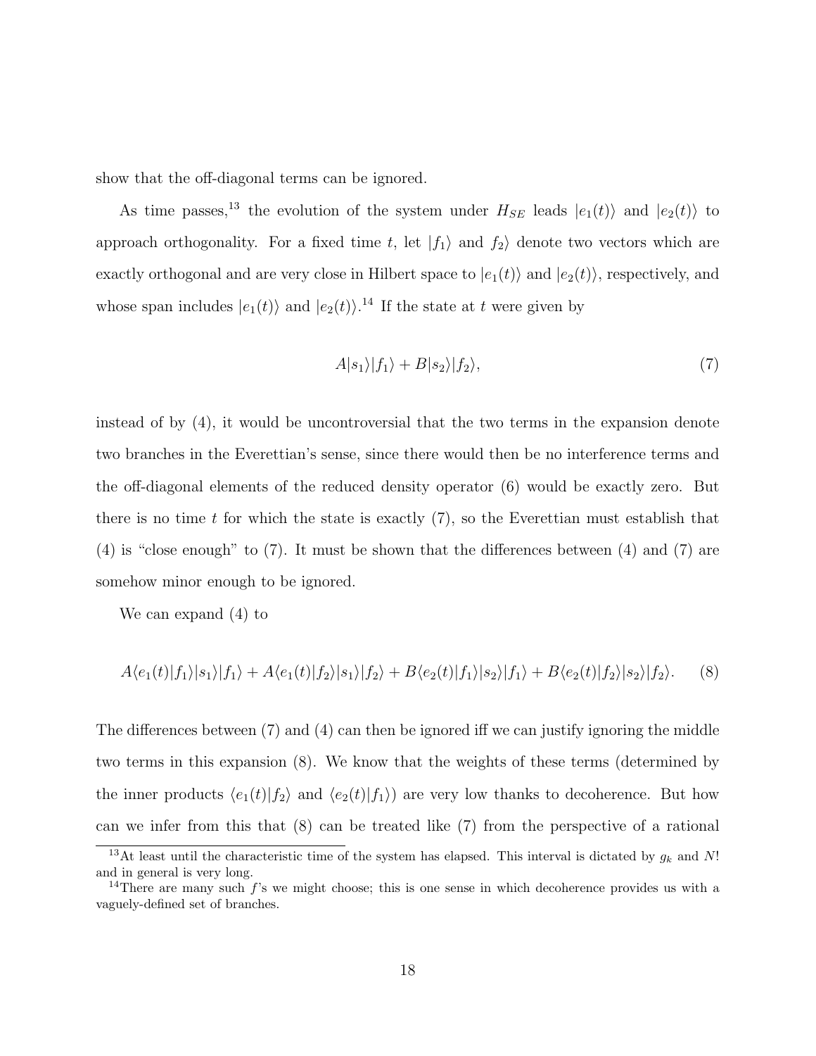show that the off-diagonal terms can be ignored.

As time passes,[13] the evolution of the system under $H_{SE}$ leads $|e_1(t)\rangle$ and $|e_2(t)\rangle$ to approach orthogonality. For a fixed time $t$, let $|f_1\rangle$ and $f_2\rangle$ denote two vectors which are exactly orthogonal and are very close in Hilbert space to $|e_1(t)\rangle$ and $|e_2(t)\rangle$, respectively, and whose span includes $|e_1(t)\rangle$ and $|e_2(t)\rangle$.[14] If the state at $t$ were given by

$$A|s_1\rangle|f_1\rangle + B|s_2\rangle|f_2\rangle, \tag{7}$$

instead of by (4), it would be uncontroversial that the two terms in the expansion denote two branches in the Everettian's sense, since there would then be no interference terms and the off-diagonal elements of the reduced density operator (6) would be exactly zero. But there is no time $t$ for which the state is exactly (7), so the Everettian must establish that (4) is "close enough" to (7). It must be shown that the differences between (4) and (7) are somehow minor enough to be ignored.

We can expand (4) to

$$A\langle e_1(t)|f_1\rangle|s_1\rangle|f_1\rangle + A\langle e_1(t)|f_2\rangle|s_1\rangle|f_2\rangle + B\langle e_2(t)|f_1\rangle|s_2\rangle|f_1\rangle + B\langle e_2(t)|f_2\rangle|s_2\rangle|f_2\rangle. \tag{8}$$

The differences between (7) and (4) can then be ignored iff we can justify ignoring the middle two terms in this expansion (8). We know that the weights of these terms (determined by the inner products $\langle e_1(t)|f_2\rangle$ and $\langle e_2(t)|f_1\rangle$) are very low thanks to decoherence. But how can we infer from this that (8) can be treated like (7) from the perspective of a rational

[13] At least until the characteristic time of the system has elapsed. This interval is dictated by $g_k$ and $N!$ and in general is very long.

[14] There are many such $f$'s we might choose; this is one sense in which decoherence provides us with a vaguely-defined set of branches.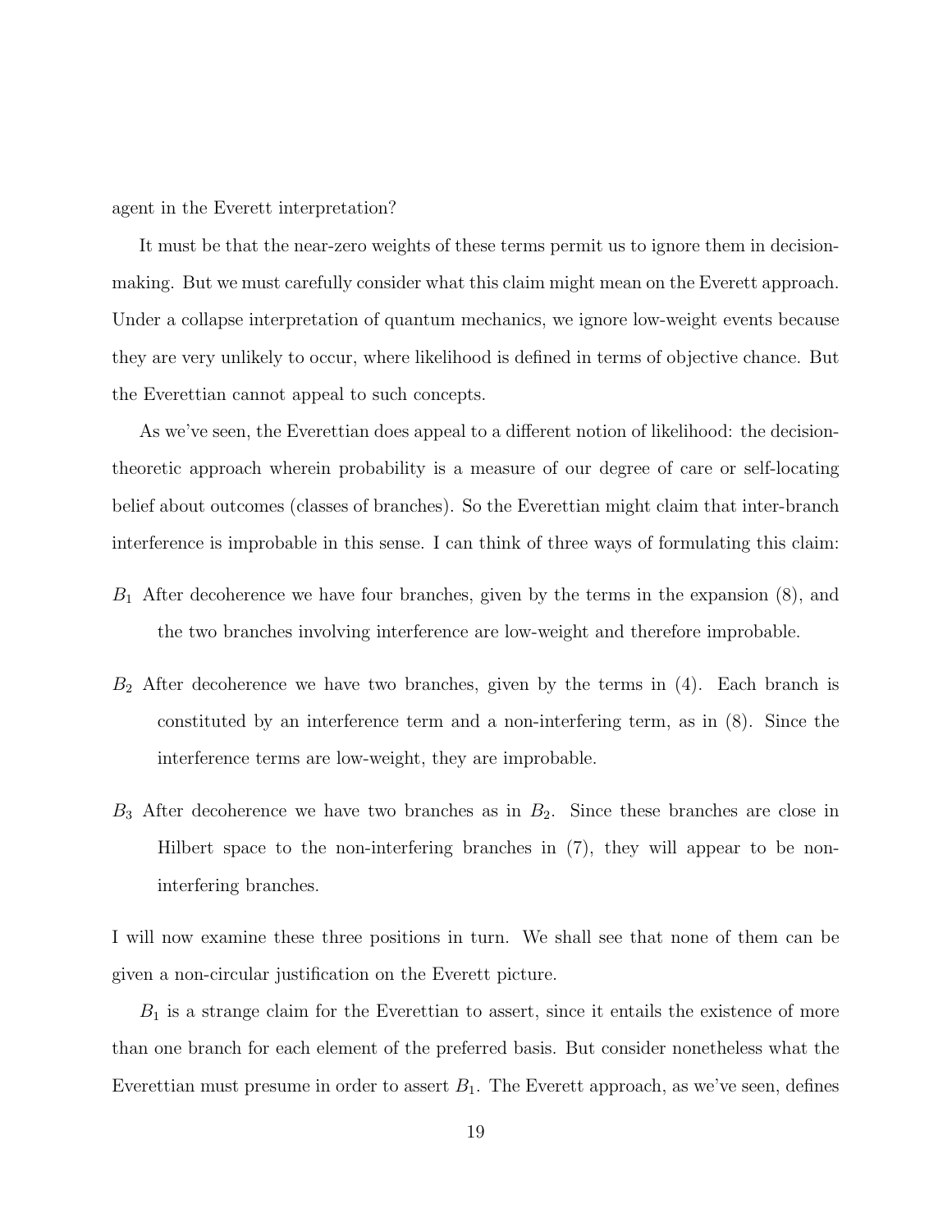agent in the Everett interpretation?

It must be that the near-zero weights of these terms permit us to ignore them in decision-making. But we must carefully consider what this claim might mean on the Everett approach. Under a collapse interpretation of quantum mechanics, we ignore low-weight events because they are very unlikely to occur, where likelihood is defined in terms of objective chance. But the Everettian cannot appeal to such concepts.

As we've seen, the Everettian does appeal to a different notion of likelihood: the decision-theoretic approach wherein probability is a measure of our degree of care or self-locating belief about outcomes (classes of branches). So the Everettian might claim that inter-branch interference is improbable in this sense. I can think of three ways of formulating this claim:

$B_1$ After decoherence we have four branches, given by the terms in the expansion (8), and the two branches involving interference are low-weight and therefore improbable.

$B_2$ After decoherence we have two branches, given by the terms in (4). Each branch is constituted by an interference term and a non-interfering term, as in (8). Since the interference terms are low-weight, they are improbable.

$B_3$ After decoherence we have two branches as in $B_2$. Since these branches are close in Hilbert space to the non-interfering branches in (7), they will appear to be non-interfering branches.

I will now examine these three positions in turn. We shall see that none of them can be given a non-circular justification on the Everett picture.

$B_1$ is a strange claim for the Everettian to assert, since it entails the existence of more than one branch for each element of the preferred basis. But consider nonetheless what the Everettian must presume in order to assert $B_1$. The Everett approach, as we've seen, defines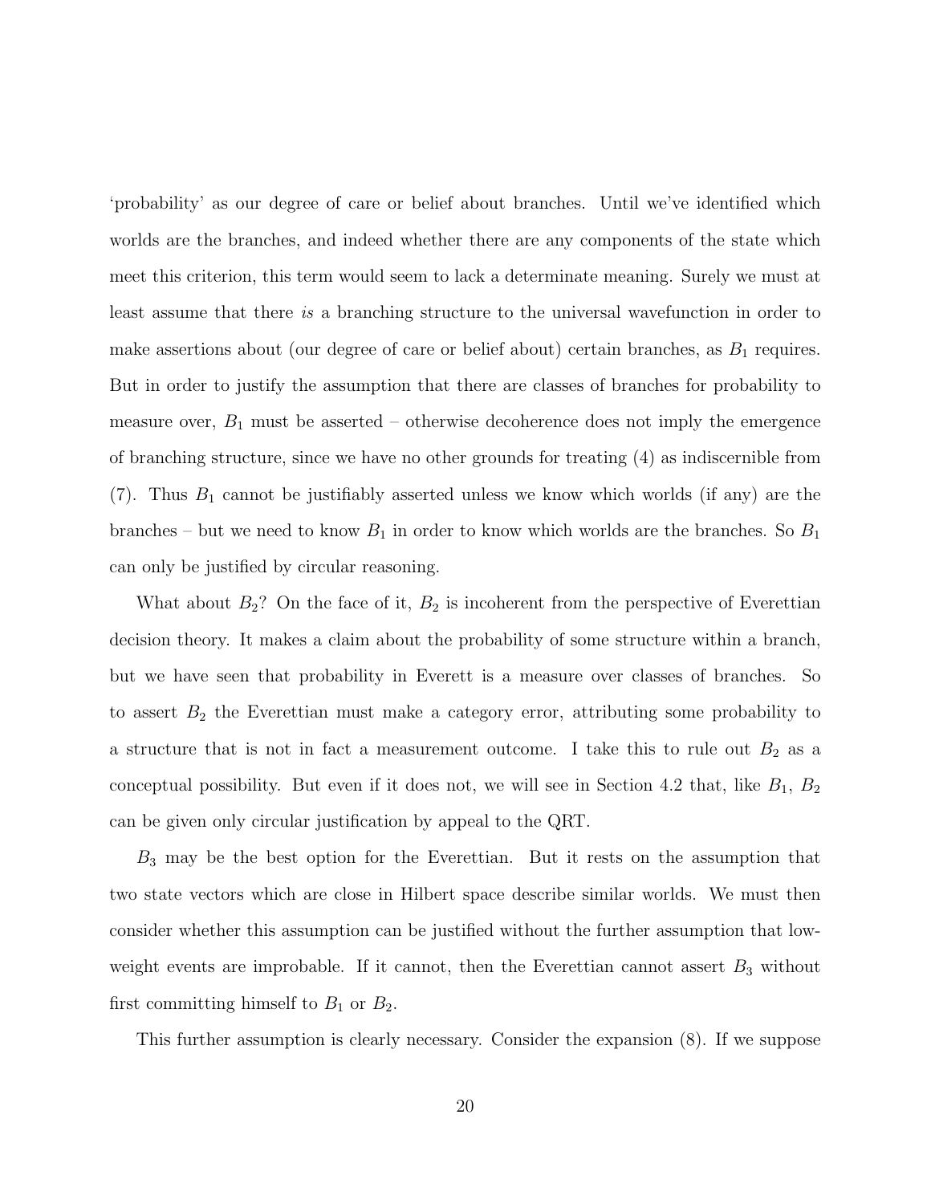'probability' as our degree of care or belief about branches. Until we've identified which worlds are the branches, and indeed whether there are any components of the state which meet this criterion, this term would seem to lack a determinate meaning. Surely we must at least assume that there *is* a branching structure to the universal wavefunction in order to make assertions about (our degree of care or belief about) certain branches, as $B_1$ requires. But in order to justify the assumption that there are classes of branches for probability to measure over, $B_1$ must be asserted – otherwise decoherence does not imply the emergence of branching structure, since we have no other grounds for treating (4) as indiscernible from (7). Thus $B_1$ cannot be justifiably asserted unless we know which worlds (if any) are the branches – but we need to know $B_1$ in order to know which worlds are the branches. So $B_1$ can only be justified by circular reasoning.

What about $B_2$? On the face of it, $B_2$ is incoherent from the perspective of Everettian decision theory. It makes a claim about the probability of some structure within a branch, but we have seen that probability in Everett is a measure over classes of branches. So to assert $B_2$ the Everettian must make a category error, attributing some probability to a structure that is not in fact a measurement outcome. I take this to rule out $B_2$ as a conceptual possibility. But even if it does not, we will see in Section 4.2 that, like $B_1$, $B_2$ can be given only circular justification by appeal to the QRT.

$B_3$ may be the best option for the Everettian. But it rests on the assumption that two state vectors which are close in Hilbert space describe similar worlds. We must then consider whether this assumption can be justified without the further assumption that low-weight events are improbable. If it cannot, then the Everettian cannot assert $B_3$ without first committing himself to $B_1$ or $B_2$.

This further assumption is clearly necessary. Consider the expansion (8). If we suppose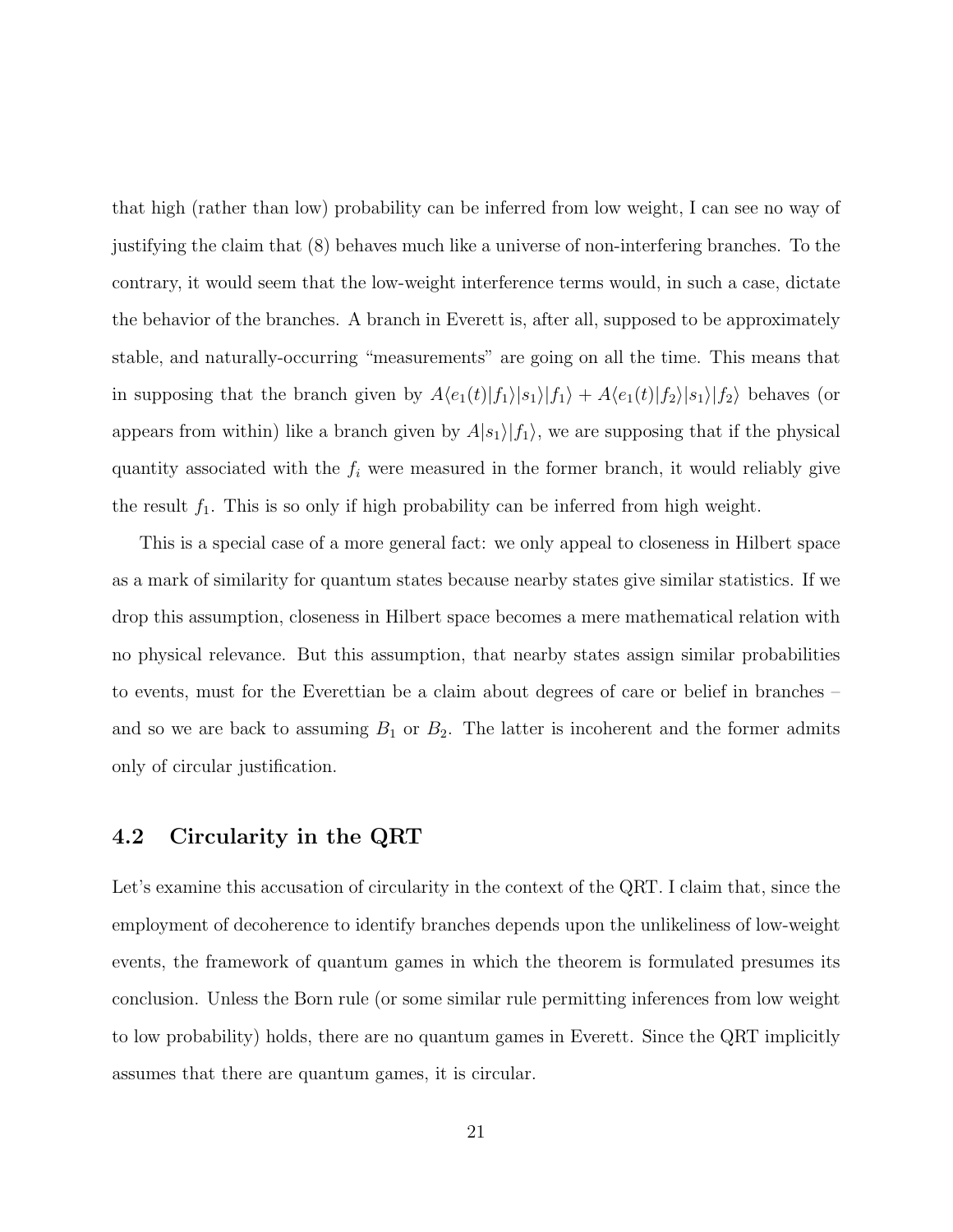that high (rather than low) probability can be inferred from low weight, I can see no way of justifying the claim that (8) behaves much like a universe of non-interfering branches. To the contrary, it would seem that the low-weight interference terms would, in such a case, dictate the behavior of the branches. A branch in Everett is, after all, supposed to be approximately stable, and naturally-occurring "measurements" are going on all the time. This means that in supposing that the branch given by $A\langle e_1(t)|f_1\rangle|s_1\rangle|f_1\rangle + A\langle e_1(t)|f_2\rangle|s_1\rangle|f_2\rangle$ behaves (or appears from within) like a branch given by $A|s_1\rangle|f_1\rangle$, we are supposing that if the physical quantity associated with the $f_i$ were measured in the former branch, it would reliably give the result $f_1$. This is so only if high probability can be inferred from high weight.

This is a special case of a more general fact: we only appeal to closeness in Hilbert space as a mark of similarity for quantum states because nearby states give similar statistics. If we drop this assumption, closeness in Hilbert space becomes a mere mathematical relation with no physical relevance. But this assumption, that nearby states assign similar probabilities to events, must for the Everettian be a claim about degrees of care or belief in branches – and so we are back to assuming $B_1$ or $B_2$. The latter is incoherent and the former admits only of circular justification.

## 4.2 Circularity in the QRT

Let's examine this accusation of circularity in the context of the QRT. I claim that, since the employment of decoherence to identify branches depends upon the unlikeliness of low-weight events, the framework of quantum games in which the theorem is formulated presumes its conclusion. Unless the Born rule (or some similar rule permitting inferences from low weight to low probability) holds, there are no quantum games in Everett. Since the QRT implicitly assumes that there are quantum games, it is circular.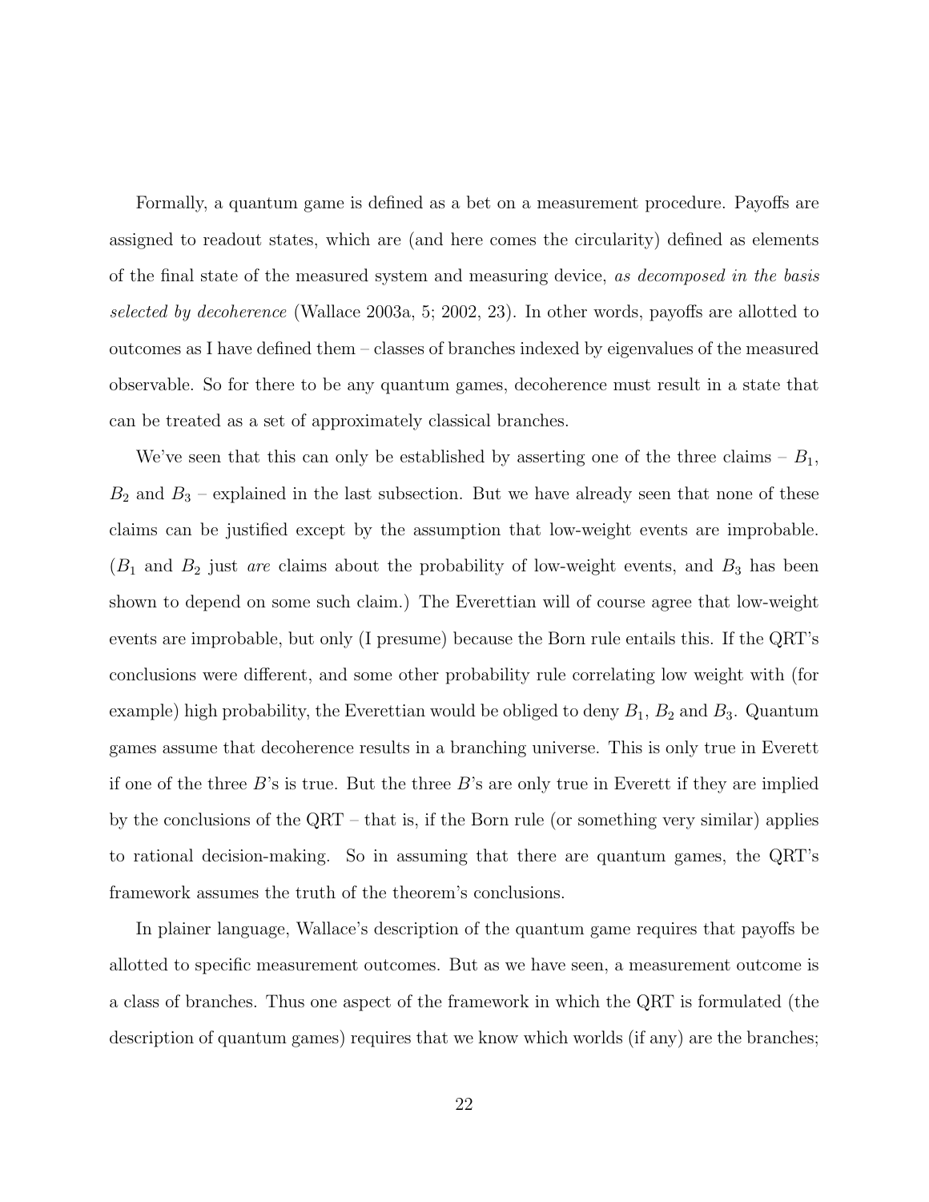Formally, a quantum game is defined as a bet on a measurement procedure. Payoffs are assigned to readout states, which are (and here comes the circularity) defined as elements of the final state of the measured system and measuring device, *as decomposed in the basis selected by decoherence* (Wallace 2003a, 5; 2002, 23). In other words, payoffs are allotted to outcomes as I have defined them – classes of branches indexed by eigenvalues of the measured observable. So for there to be any quantum games, decoherence must result in a state that can be treated as a set of approximately classical branches.

We've seen that this can only be established by asserting one of the three claims – $B_1$, $B_2$ and $B_3$ – explained in the last subsection. But we have already seen that none of these claims can be justified except by the assumption that low-weight events are improbable. ($B_1$ and $B_2$ just *are* claims about the probability of low-weight events, and $B_3$ has been shown to depend on some such claim.) The Everettian will of course agree that low-weight events are improbable, but only (I presume) because the Born rule entails this. If the QRT's conclusions were different, and some other probability rule correlating low weight with (for example) high probability, the Everettian would be obliged to deny $B_1$, $B_2$ and $B_3$. Quantum games assume that decoherence results in a branching universe. This is only true in Everett if one of the three $B$'s is true. But the three $B$'s are only true in Everett if they are implied by the conclusions of the QRT – that is, if the Born rule (or something very similar) applies to rational decision-making. So in assuming that there are quantum games, the QRT's framework assumes the truth of the theorem's conclusions.

In plainer language, Wallace's description of the quantum game requires that payoffs be allotted to specific measurement outcomes. But as we have seen, a measurement outcome is a class of branches. Thus one aspect of the framework in which the QRT is formulated (the description of quantum games) requires that we know which worlds (if any) are the branches;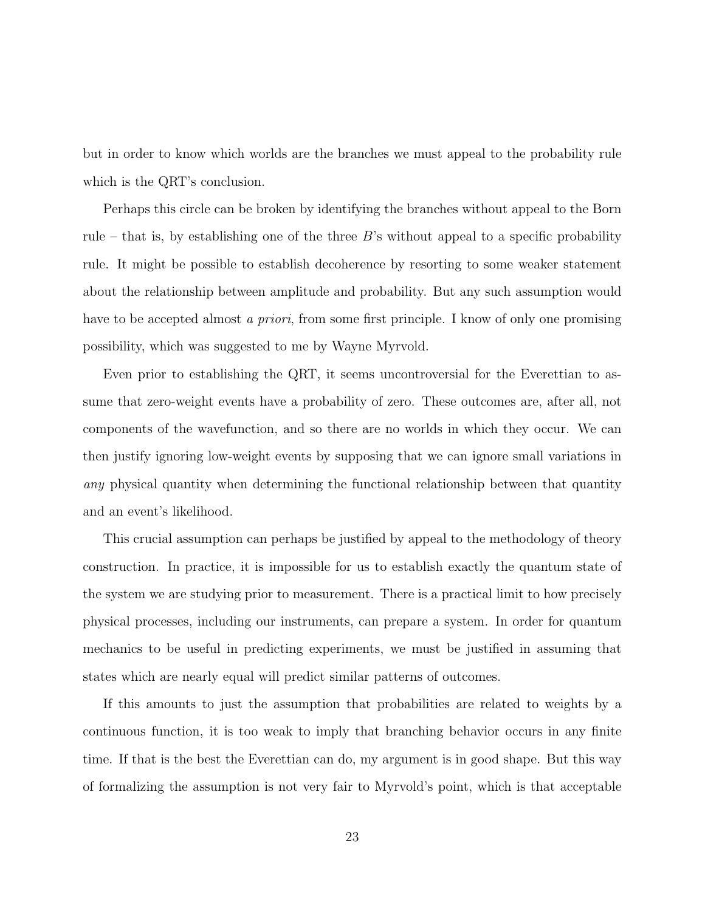but in order to know which worlds are the branches we must appeal to the probability rule which is the QRT's conclusion.

Perhaps this circle can be broken by identifying the branches without appeal to the Born rule – that is, by establishing one of the three $B$'s without appeal to a specific probability rule. It might be possible to establish decoherence by resorting to some weaker statement about the relationship between amplitude and probability. But any such assumption would have to be accepted almost *a priori*, from some first principle. I know of only one promising possibility, which was suggested to me by Wayne Myrvold.

Even prior to establishing the QRT, it seems uncontroversial for the Everettian to assume that zero-weight events have a probability of zero. These outcomes are, after all, not components of the wavefunction, and so there are no worlds in which they occur. We can then justify ignoring low-weight events by supposing that we can ignore small variations in *any* physical quantity when determining the functional relationship between that quantity and an event's likelihood.

This crucial assumption can perhaps be justified by appeal to the methodology of theory construction. In practice, it is impossible for us to establish exactly the quantum state of the system we are studying prior to measurement. There is a practical limit to how precisely physical processes, including our instruments, can prepare a system. In order for quantum mechanics to be useful in predicting experiments, we must be justified in assuming that states which are nearly equal will predict similar patterns of outcomes.

If this amounts to just the assumption that probabilities are related to weights by a continuous function, it is too weak to imply that branching behavior occurs in any finite time. If that is the best the Everettian can do, my argument is in good shape. But this way of formalizing the assumption is not very fair to Myrvold's point, which is that acceptable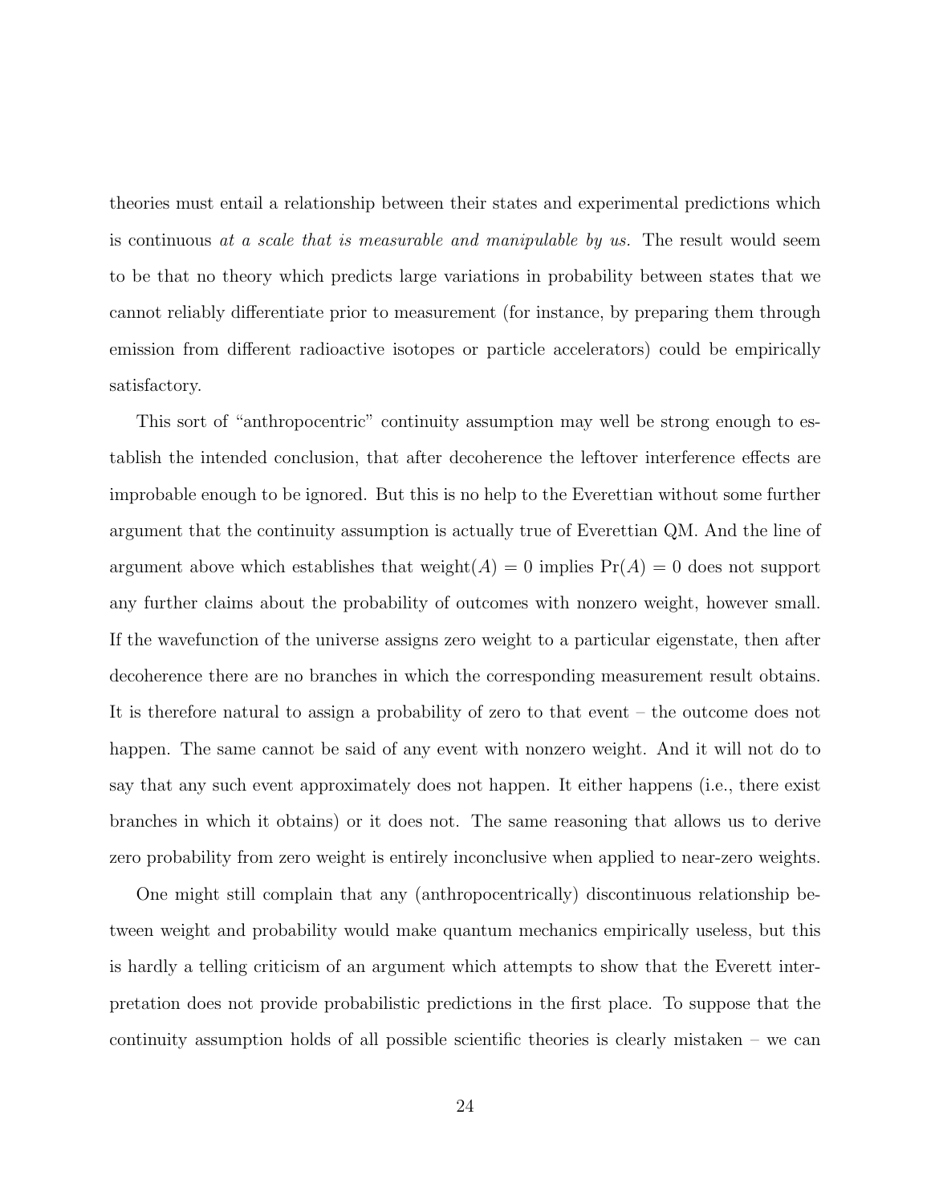theories must entail a relationship between their states and experimental predictions which is continuous *at a scale that is measurable and manipulable by us.* The result would seem to be that no theory which predicts large variations in probability between states that we cannot reliably differentiate prior to measurement (for instance, by preparing them through emission from different radioactive isotopes or particle accelerators) could be empirically satisfactory.

This sort of "anthropocentric" continuity assumption may well be strong enough to establish the intended conclusion, that after decoherence the leftover interference effects are improbable enough to be ignored. But this is no help to the Everettian without some further argument that the continuity assumption is actually true of Everettian QM. And the line of argument above which establishes that $\text{weight}(A) = 0$ implies $\Pr(A) = 0$ does not support any further claims about the probability of outcomes with nonzero weight, however small. If the wavefunction of the universe assigns zero weight to a particular eigenstate, then after decoherence there are no branches in which the corresponding measurement result obtains. It is therefore natural to assign a probability of zero to that event – the outcome does not happen. The same cannot be said of any event with nonzero weight. And it will not do to say that any such event approximately does not happen. It either happens (i.e., there exist branches in which it obtains) or it does not. The same reasoning that allows us to derive zero probability from zero weight is entirely inconclusive when applied to near-zero weights.

One might still complain that any (anthropocentrically) discontinuous relationship between weight and probability would make quantum mechanics empirically useless, but this is hardly a telling criticism of an argument which attempts to show that the Everett interpretation does not provide probabilistic predictions in the first place. To suppose that the continuity assumption holds of all possible scientific theories is clearly mistaken – we can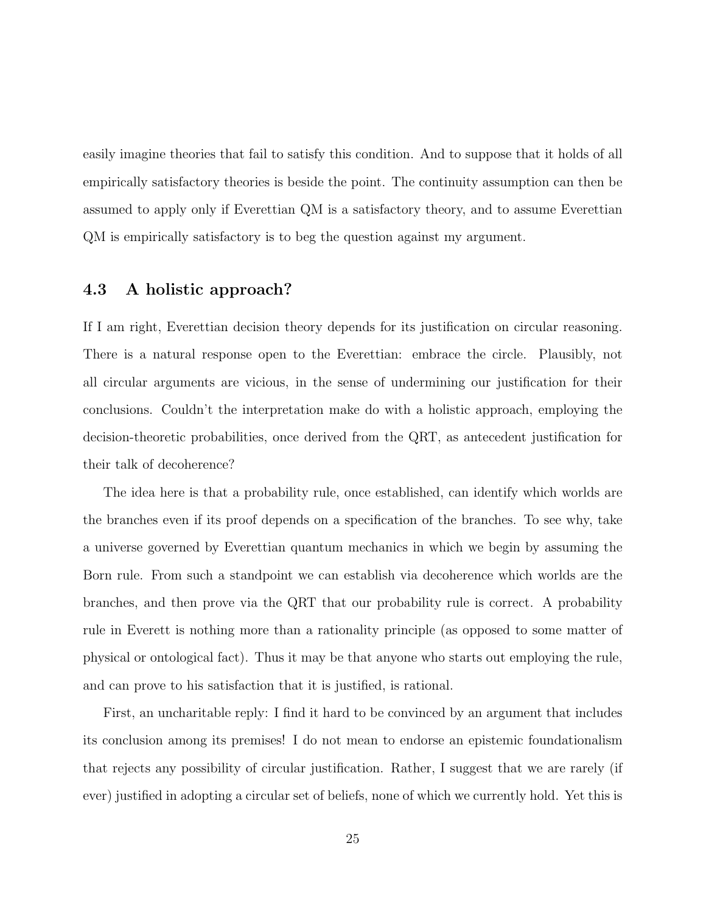easily imagine theories that fail to satisfy this condition. And to suppose that it holds of all empirically satisfactory theories is beside the point. The continuity assumption can then be assumed to apply only if Everettian QM is a satisfactory theory, and to assume Everettian QM is empirically satisfactory is to beg the question against my argument.

### 4.3 A holistic approach?

If I am right, Everettian decision theory depends for its justification on circular reasoning. There is a natural response open to the Everettian: embrace the circle. Plausibly, not all circular arguments are vicious, in the sense of undermining our justification for their conclusions. Couldn't the interpretation make do with a holistic approach, employing the decision-theoretic probabilities, once derived from the QRT, as antecedent justification for their talk of decoherence?

The idea here is that a probability rule, once established, can identify which worlds are the branches even if its proof depends on a specification of the branches. To see why, take a universe governed by Everettian quantum mechanics in which we begin by assuming the Born rule. From such a standpoint we can establish via decoherence which worlds are the branches, and then prove via the QRT that our probability rule is correct. A probability rule in Everett is nothing more than a rationality principle (as opposed to some matter of physical or ontological fact). Thus it may be that anyone who starts out employing the rule, and can prove to his satisfaction that it is justified, is rational.

First, an uncharitable reply: I find it hard to be convinced by an argument that includes its conclusion among its premises! I do not mean to endorse an epistemic foundationalism that rejects any possibility of circular justification. Rather, I suggest that we are rarely (if ever) justified in adopting a circular set of beliefs, none of which we currently hold. Yet this is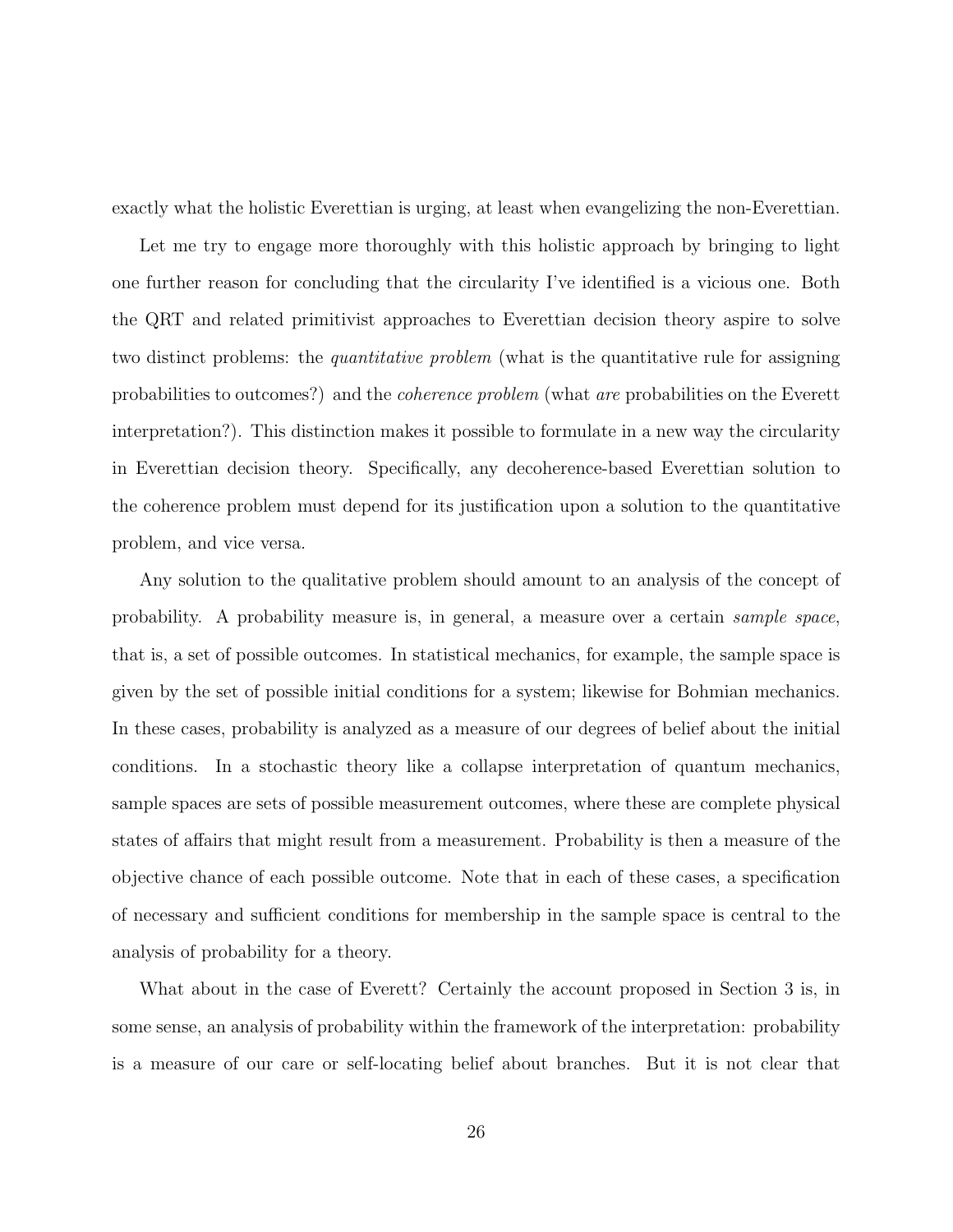exactly what the holistic Everettian is urging, at least when evangelizing the non-Everettian.

Let me try to engage more thoroughly with this holistic approach by bringing to light one further reason for concluding that the circularity I've identified is a vicious one. Both the QRT and related primitivist approaches to Everettian decision theory aspire to solve two distinct problems: the *quantitative problem* (what is the quantitative rule for assigning probabilities to outcomes?) and the *coherence problem* (what *are* probabilities on the Everett interpretation?). This distinction makes it possible to formulate in a new way the circularity in Everettian decision theory. Specifically, any decoherence-based Everettian solution to the coherence problem must depend for its justification upon a solution to the quantitative problem, and vice versa.

Any solution to the qualitative problem should amount to an analysis of the concept of probability. A probability measure is, in general, a measure over a certain *sample space*, that is, a set of possible outcomes. In statistical mechanics, for example, the sample space is given by the set of possible initial conditions for a system; likewise for Bohmian mechanics. In these cases, probability is analyzed as a measure of our degrees of belief about the initial conditions. In a stochastic theory like a collapse interpretation of quantum mechanics, sample spaces are sets of possible measurement outcomes, where these are complete physical states of affairs that might result from a measurement. Probability is then a measure of the objective chance of each possible outcome. Note that in each of these cases, a specification of necessary and sufficient conditions for membership in the sample space is central to the analysis of probability for a theory.

What about in the case of Everett? Certainly the account proposed in Section 3 is, in some sense, an analysis of probability within the framework of the interpretation: probability is a measure of our care or self-locating belief about branches. But it is not clear that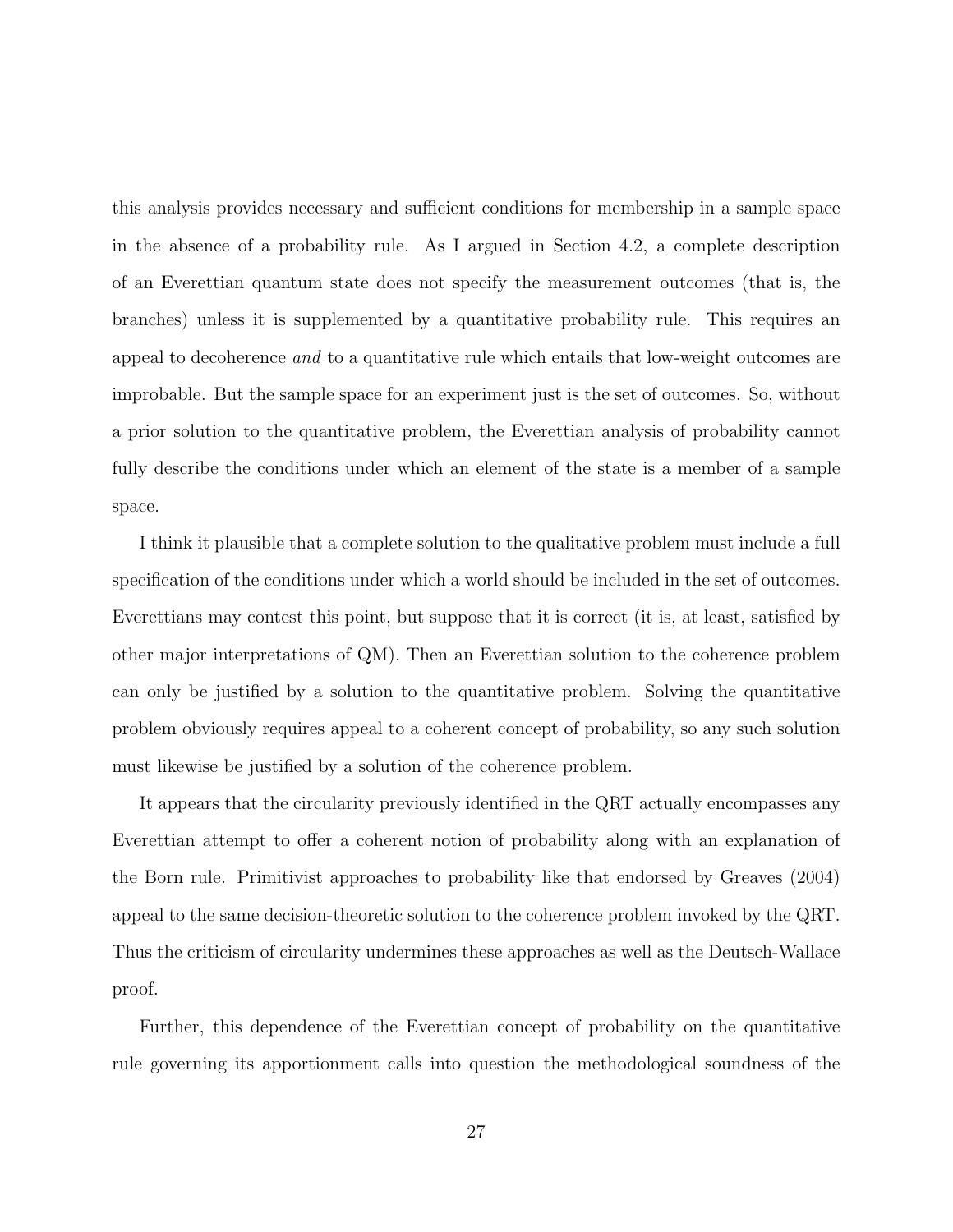this analysis provides necessary and sufficient conditions for membership in a sample space in the absence of a probability rule. As I argued in Section 4.2, a complete description of an Everettian quantum state does not specify the measurement outcomes (that is, the branches) unless it is supplemented by a quantitative probability rule. This requires an appeal to decoherence *and* to a quantitative rule which entails that low-weight outcomes are improbable. But the sample space for an experiment just is the set of outcomes. So, without a prior solution to the quantitative problem, the Everettian analysis of probability cannot fully describe the conditions under which an element of the state is a member of a sample space.

I think it plausible that a complete solution to the qualitative problem must include a full specification of the conditions under which a world should be included in the set of outcomes. Everettians may contest this point, but suppose that it is correct (it is, at least, satisfied by other major interpretations of QM). Then an Everettian solution to the coherence problem can only be justified by a solution to the quantitative problem. Solving the quantitative problem obviously requires appeal to a coherent concept of probability, so any such solution must likewise be justified by a solution of the coherence problem.

It appears that the circularity previously identified in the QRT actually encompasses any Everettian attempt to offer a coherent notion of probability along with an explanation of the Born rule. Primitivist approaches to probability like that endorsed by Greaves (2004) appeal to the same decision-theoretic solution to the coherence problem invoked by the QRT. Thus the criticism of circularity undermines these approaches as well as the Deutsch-Wallace proof.

Further, this dependence of the Everettian concept of probability on the quantitative rule governing its apportionment calls into question the methodological soundness of the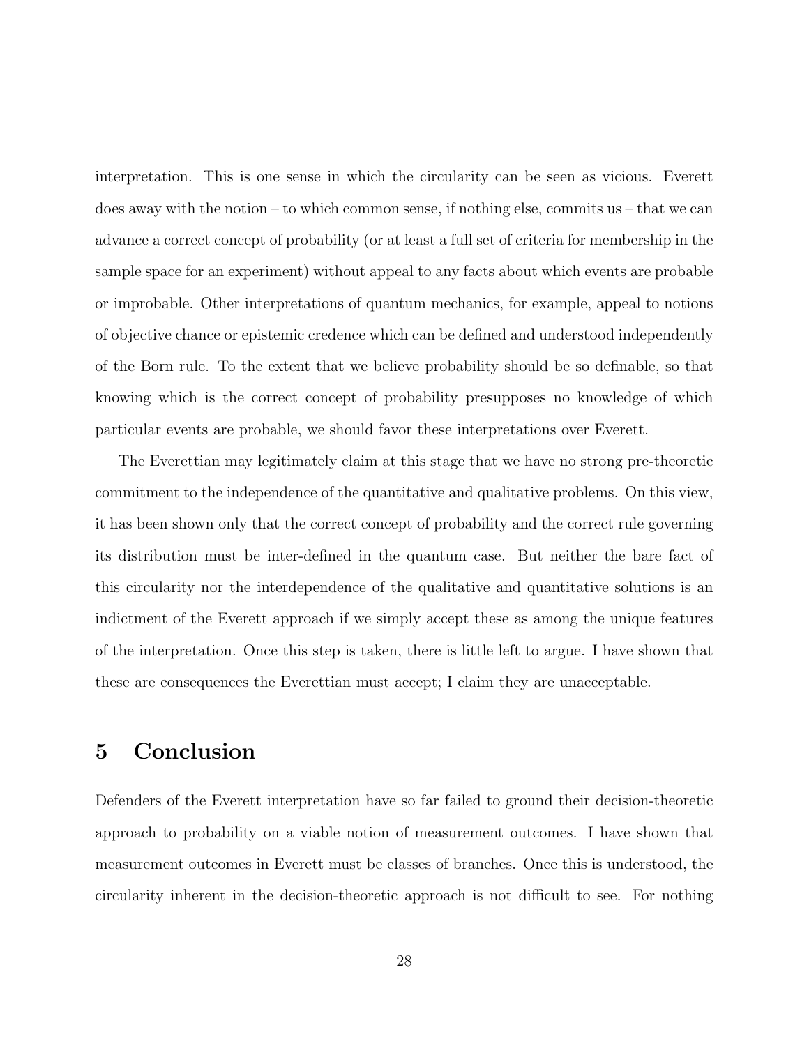interpretation. This is one sense in which the circularity can be seen as vicious. Everett does away with the notion – to which common sense, if nothing else, commits us – that we can advance a correct concept of probability (or at least a full set of criteria for membership in the sample space for an experiment) without appeal to any facts about which events are probable or improbable. Other interpretations of quantum mechanics, for example, appeal to notions of objective chance or epistemic credence which can be defined and understood independently of the Born rule. To the extent that we believe probability should be so definable, so that knowing which is the correct concept of probability presupposes no knowledge of which particular events are probable, we should favor these interpretations over Everett.

The Everettian may legitimately claim at this stage that we have no strong pre-theoretic commitment to the independence of the quantitative and qualitative problems. On this view, it has been shown only that the correct concept of probability and the correct rule governing its distribution must be inter-defined in the quantum case. But neither the bare fact of this circularity nor the interdependence of the qualitative and quantitative solutions is an indictment of the Everett approach if we simply accept these as among the unique features of the interpretation. Once this step is taken, there is little left to argue. I have shown that these are consequences the Everettian must accept; I claim they are unacceptable.

## 5 Conclusion

Defenders of the Everett interpretation have so far failed to ground their decision-theoretic approach to probability on a viable notion of measurement outcomes. I have shown that measurement outcomes in Everett must be classes of branches. Once this is understood, the circularity inherent in the decision-theoretic approach is not difficult to see. For nothing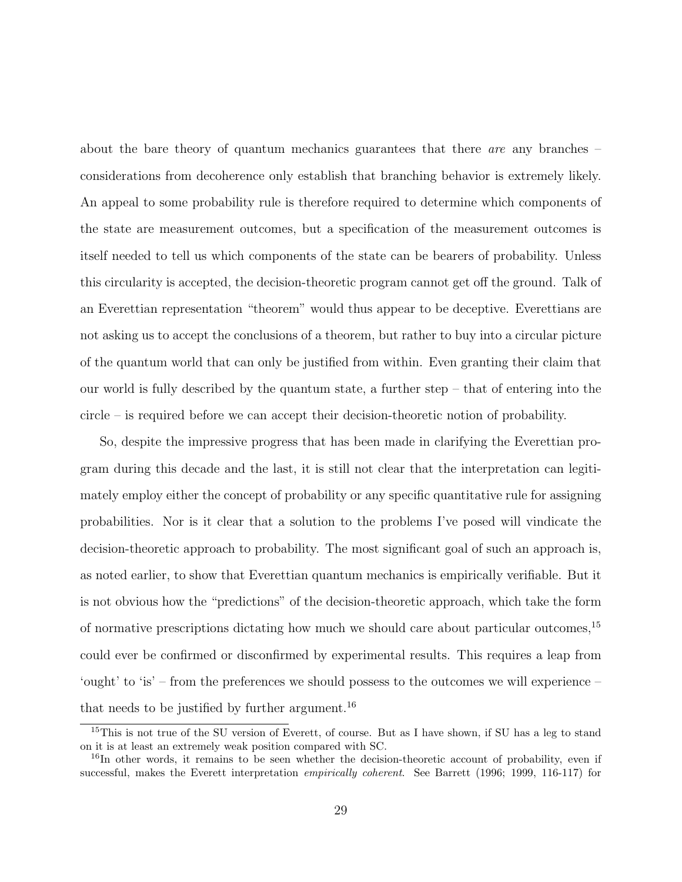about the bare theory of quantum mechanics guarantees that there *are* any branches – considerations from decoherence only establish that branching behavior is extremely likely. An appeal to some probability rule is therefore required to determine which components of the state are measurement outcomes, but a specification of the measurement outcomes is itself needed to tell us which components of the state can be bearers of probability. Unless this circularity is accepted, the decision-theoretic program cannot get off the ground. Talk of an Everettian representation "theorem" would thus appear to be deceptive. Everettians are not asking us to accept the conclusions of a theorem, but rather to buy into a circular picture of the quantum world that can only be justified from within. Even granting their claim that our world is fully described by the quantum state, a further step – that of entering into the circle – is required before we can accept their decision-theoretic notion of probability.

So, despite the impressive progress that has been made in clarifying the Everettian program during this decade and the last, it is still not clear that the interpretation can legitimately employ either the concept of probability or any specific quantitative rule for assigning probabilities. Nor is it clear that a solution to the problems I've posed will vindicate the decision-theoretic approach to probability. The most significant goal of such an approach is, as noted earlier, to show that Everettian quantum mechanics is empirically verifiable. But it is not obvious how the "predictions" of the decision-theoretic approach, which take the form of normative prescriptions dictating how much we should care about particular outcomes,[15] could ever be confirmed or disconfirmed by experimental results. This requires a leap from 'ought' to 'is' – from the preferences we should possess to the outcomes we will experience – that needs to be justified by further argument.[16]

---

[15] This is not true of the SU version of Everett, of course. But as I have shown, if SU has a leg to stand on it is at least an extremely weak position compared with SC.

[16] In other words, it remains to be seen whether the decision-theoretic account of probability, even if successful, makes the Everett interpretation *empirically coherent*. See Barrett (1996; 1999, 116-117) for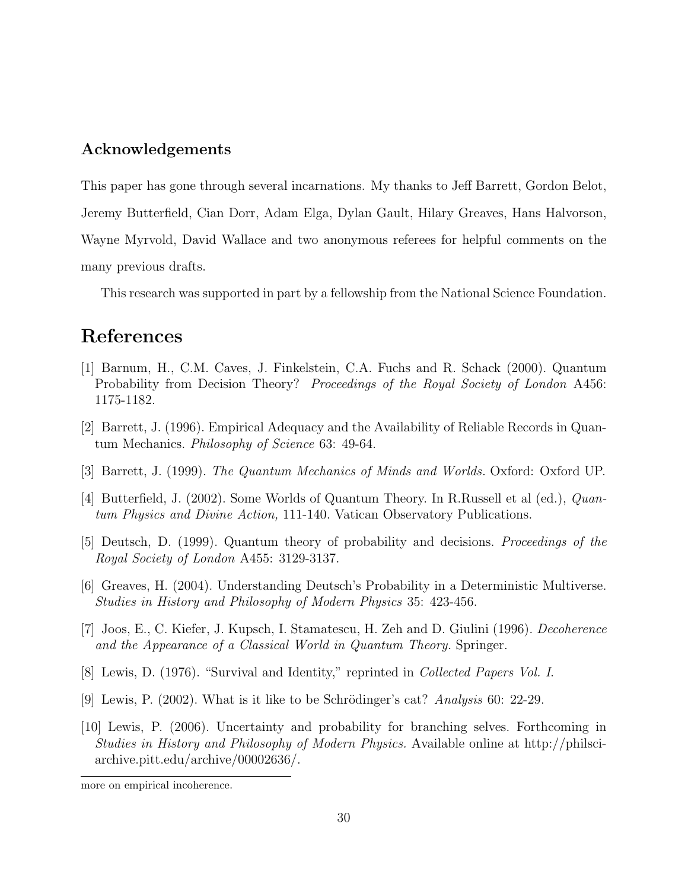### Acknowledgements

This paper has gone through several incarnations. My thanks to Jeff Barrett, Gordon Belot, Jeremy Butterfield, Cian Dorr, Adam Elga, Dylan Gault, Hilary Greaves, Hans Halvorson, Wayne Myrvold, David Wallace and two anonymous referees for helpful comments on the many previous drafts.

This research was supported in part by a fellowship from the National Science Foundation.

## References

[1] Barnum, H., C.M. Caves, J. Finkelstein, C.A. Fuchs and R. Schack (2000). Quantum Probability from Decision Theory? *Proceedings of the Royal Society of London* A456: 1175-1182.

[2] Barrett, J. (1996). Empirical Adequacy and the Availability of Reliable Records in Quantum Mechanics. *Philosophy of Science* 63: 49-64.

[3] Barrett, J. (1999). *The Quantum Mechanics of Minds and Worlds.* Oxford: Oxford UP.

[4] Butterfield, J. (2002). Some Worlds of Quantum Theory. In R.Russell et al (ed.), *Quantum Physics and Divine Action,* 111-140. Vatican Observatory Publications.

[5] Deutsch, D. (1999). Quantum theory of probability and decisions. *Proceedings of the Royal Society of London* A455: 3129-3137.

[6] Greaves, H. (2004). Understanding Deutsch's Probability in a Deterministic Multiverse. *Studies in History and Philosophy of Modern Physics* 35: 423-456.

[7] Joos, E., C. Kiefer, J. Kupsch, I. Stamatescu, H. Zeh and D. Giulini (1996). *Decoherence and the Appearance of a Classical World in Quantum Theory.* Springer.

[8] Lewis, D. (1976). "Survival and Identity," reprinted in *Collected Papers Vol. I.*

[9] Lewis, P. (2002). What is it like to be Schrödinger's cat? *Analysis* 60: 22-29.

[10] Lewis, P. (2006). Uncertainty and probability for branching selves. Forthcoming in *Studies in History and Philosophy of Modern Physics.* Available online at http://philsci-archive.pitt.edu/archive/00002636/.

more on empirical incoherence.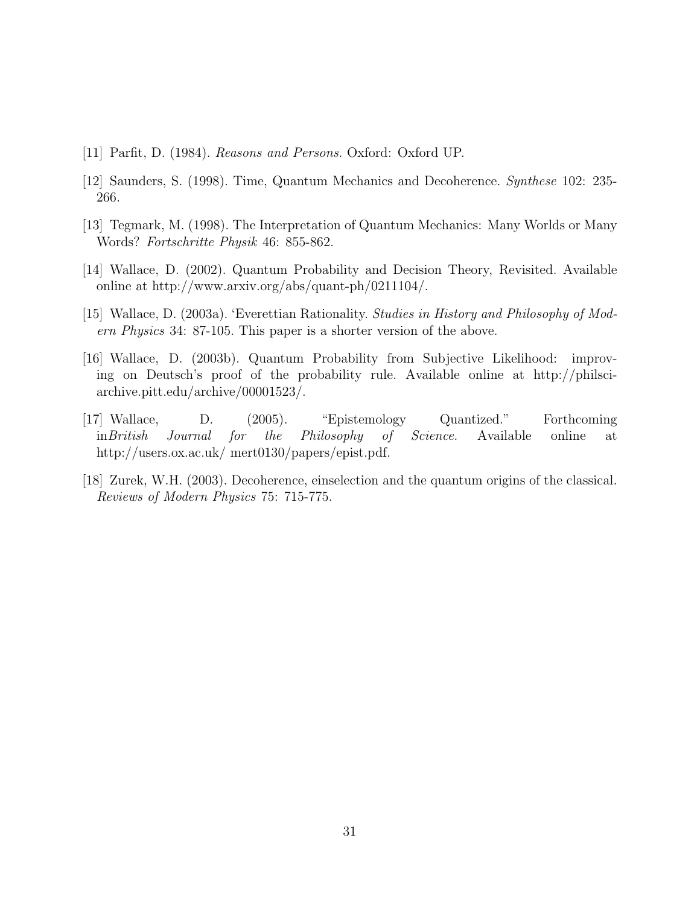[11] Parfit, D. (1984). *Reasons and Persons.* Oxford: Oxford UP.

[12] Saunders, S. (1998). Time, Quantum Mechanics and Decoherence. *Synthese* 102: 235-266.

[13] Tegmark, M. (1998). The Interpretation of Quantum Mechanics: Many Worlds or Many Words? *Fortschritte Physik* 46: 855-862.

[14] Wallace, D. (2002). Quantum Probability and Decision Theory, Revisited. Available online at http://www.arxiv.org/abs/quant-ph/0211104/.

[15] Wallace, D. (2003a). 'Everettian Rationality. *Studies in History and Philosophy of Modern Physics* 34: 87-105. This paper is a shorter version of the above.

[16] Wallace, D. (2003b). Quantum Probability from Subjective Likelihood: improving on Deutsch's proof of the probability rule. Available online at http://philsci-archive.pitt.edu/archive/00001523/.

[17] Wallace, D. (2005). "Epistemology Quantized." Forthcoming in*British Journal for the Philosophy of Science.* Available online at http://users.ox.ac.uk/ mert0130/papers/epist.pdf.

[18] Zurek, W.H. (2003). Decoherence, einselection and the quantum origins of the classical. *Reviews of Modern Physics* 75: 715-775.